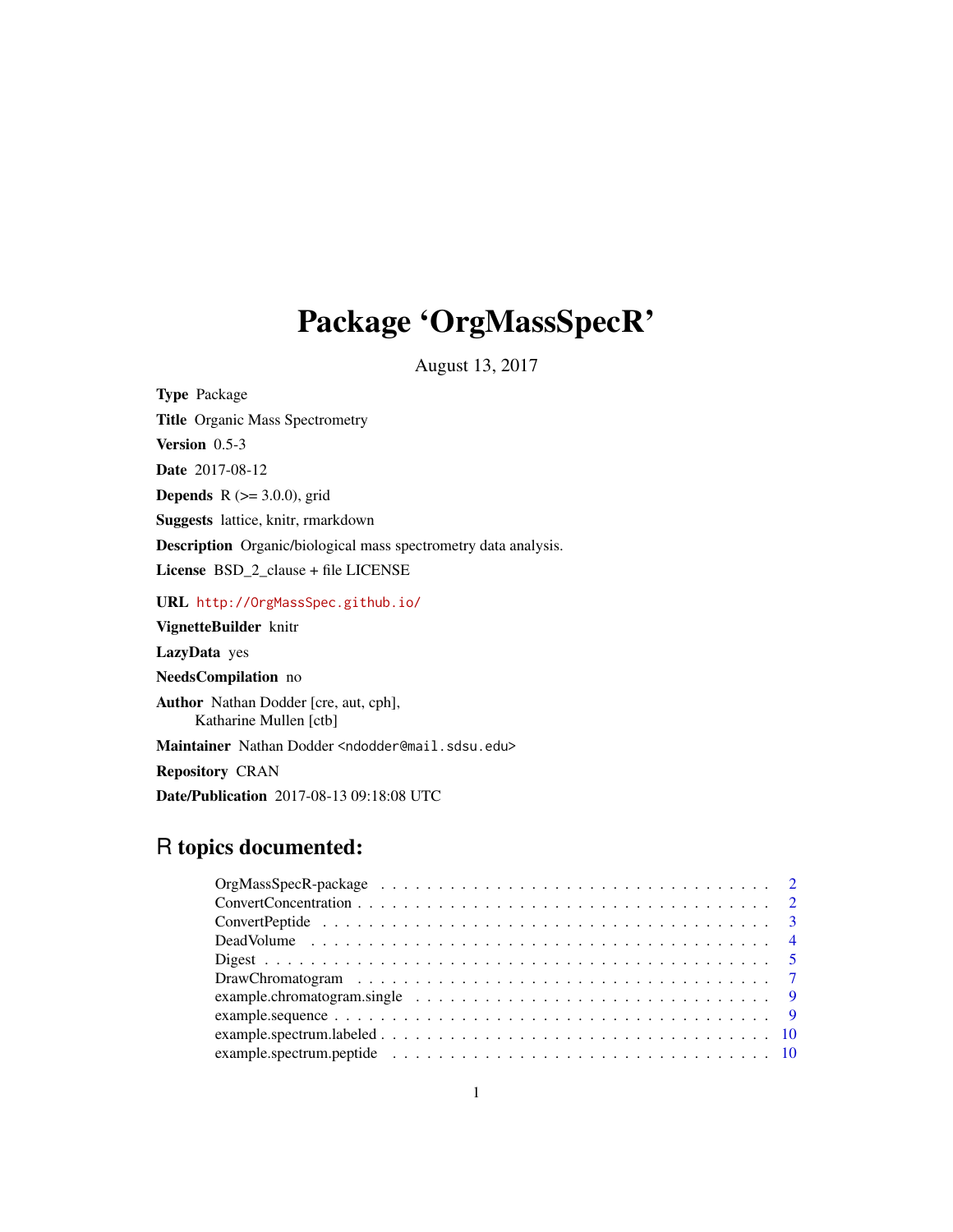# Package 'OrgMassSpecR'

August 13, 2017

**Type** Package

**Title** Organic Mass Spectrometry

**Version** 0.5-3

**Date** 2017-08-12

**Depends** R (>= 3.0.0), grid

**Suggests** lattice, knitr, rmarkdown

**Description** Organic/biological mass spectrometry data analysis.

**License** BSD_2_clause + file LICENSE

**URL** http://OrgMassSpec.github.io/

**VignetteBuilder** knitr

**LazyData** yes

**NeedsCompilation** no

**Author** Nathan Dodder [cre, aut, cph],
Katharine Mullen [ctb]

**Maintainer** Nathan Dodder <ndodder@mail.sdsu.edu>

**Repository** CRAN

**Date/Publication** 2017-08-13 09:18:08 UTC

## R topics documented:

OrgMassSpecR-package . . . . . . . . . . . . . . . . . . . . . . . . . . . . . . . . . . 2
ConvertConcentration . . . . . . . . . . . . . . . . . . . . . . . . . . . . . . . . . . . 2
ConvertPeptide . . . . . . . . . . . . . . . . . . . . . . . . . . . . . . . . . . . . . . 3
DeadVolume . . . . . . . . . . . . . . . . . . . . . . . . . . . . . . . . . . . . . . . . 4
Digest . . . . . . . . . . . . . . . . . . . . . . . . . . . . . . . . . . . . . . . . . . . 5
DrawChromatogram . . . . . . . . . . . . . . . . . . . . . . . . . . . . . . . . . . . . 7
example.chromatogram.single . . . . . . . . . . . . . . . . . . . . . . . . . . . . . . 9
example.sequence . . . . . . . . . . . . . . . . . . . . . . . . . . . . . . . . . . . . . 9
example.spectrum.labeled . . . . . . . . . . . . . . . . . . . . . . . . . . . . . . . . 10
example.spectrum.peptide . . . . . . . . . . . . . . . . . . . . . . . . . . . . . . . . 10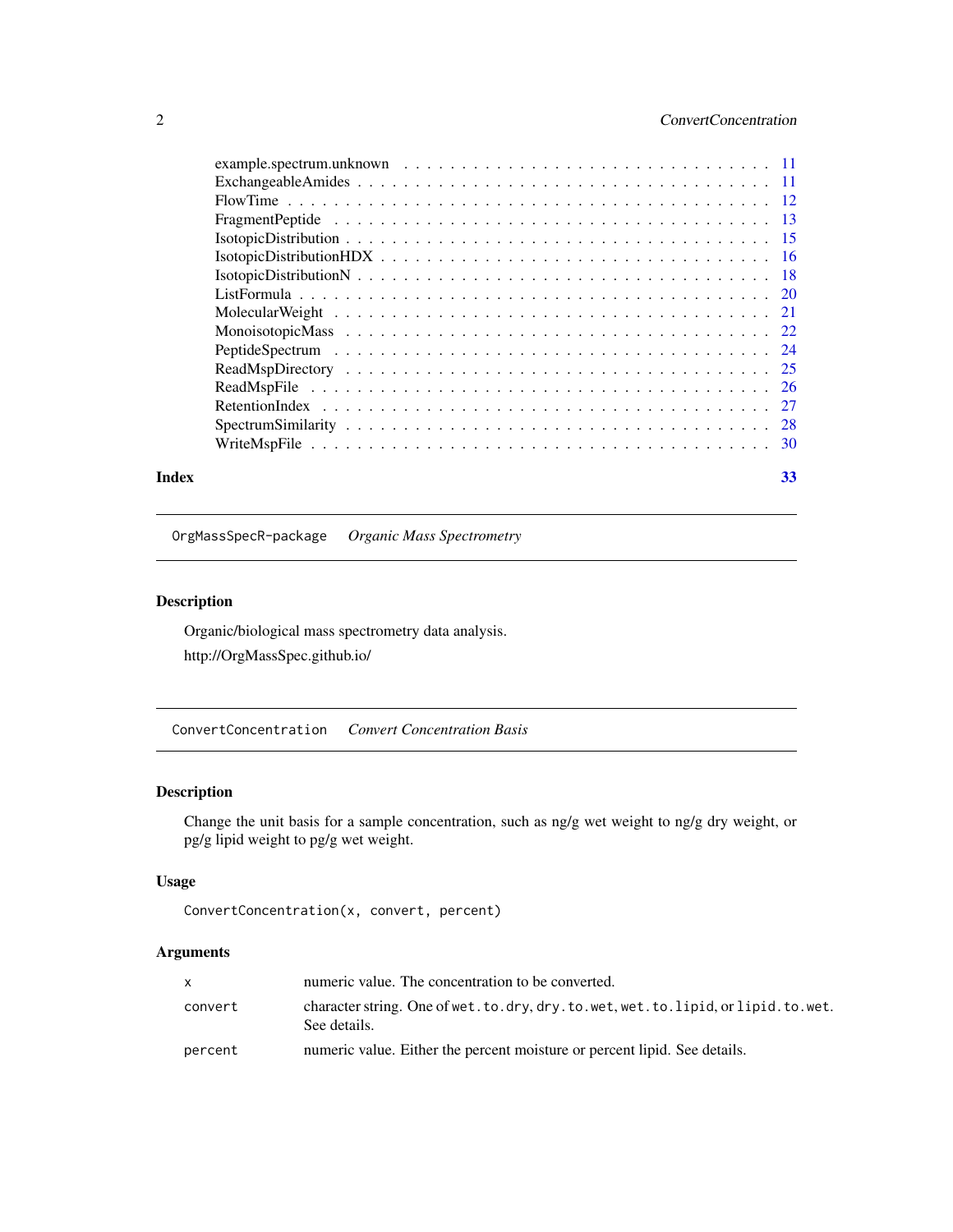example.spectrum.unknown . . . . . . . . . . . . . . . . . . . . . . . . . . . . . . 11
ExchangeableAmides . . . . . . . . . . . . . . . . . . . . . . . . . . . . . . . . . 11
FlowTime . . . . . . . . . . . . . . . . . . . . . . . . . . . . . . . . . . . . . . . 12
FragmentPeptide . . . . . . . . . . . . . . . . . . . . . . . . . . . . . . . . . . . 13
IsotopicDistribution . . . . . . . . . . . . . . . . . . . . . . . . . . . . . . . . . 15
IsotopicDistributionHDX . . . . . . . . . . . . . . . . . . . . . . . . . . . . . . . 16
IsotopicDistributionN . . . . . . . . . . . . . . . . . . . . . . . . . . . . . . . . 18
ListFormula . . . . . . . . . . . . . . . . . . . . . . . . . . . . . . . . . . . . . 20
MolecularWeight . . . . . . . . . . . . . . . . . . . . . . . . . . . . . . . . . . . 21
MonoisotopicMass . . . . . . . . . . . . . . . . . . . . . . . . . . . . . . . . . . 22
PeptideSpectrum . . . . . . . . . . . . . . . . . . . . . . . . . . . . . . . . . . . 24
ReadMspDirectory . . . . . . . . . . . . . . . . . . . . . . . . . . . . . . . . . . 25
ReadMspFile . . . . . . . . . . . . . . . . . . . . . . . . . . . . . . . . . . . . . 26
RetentionIndex . . . . . . . . . . . . . . . . . . . . . . . . . . . . . . . . . . . . 27
SpectrumSimilarity . . . . . . . . . . . . . . . . . . . . . . . . . . . . . . . . . . 28
WriteMspFile . . . . . . . . . . . . . . . . . . . . . . . . . . . . . . . . . . . . . 30

**Index** 33

---

## `OrgMassSpecR-package` *Organic Mass Spectrometry*

### Description

Organic/biological mass spectrometry data analysis.

http://OrgMassSpec.github.io/

---

## `ConvertConcentration` *Convert Concentration Basis*

### Description

Change the unit basis for a sample concentration, such as ng/g wet weight to ng/g dry weight, or pg/g lipid weight to pg/g wet weight.

### Usage

```
ConvertConcentration(x, convert, percent)
```

### Arguments

| | |
|---|---|
| `x` | numeric value. The concentration to be converted. |
| `convert` | character string. One of `wet.to.dry`, `dry.to.wet`, `wet.to.lipid`, or `lipid.to.wet`. See details. |
| `percent` | numeric value. Either the percent moisture or percent lipid. See details. |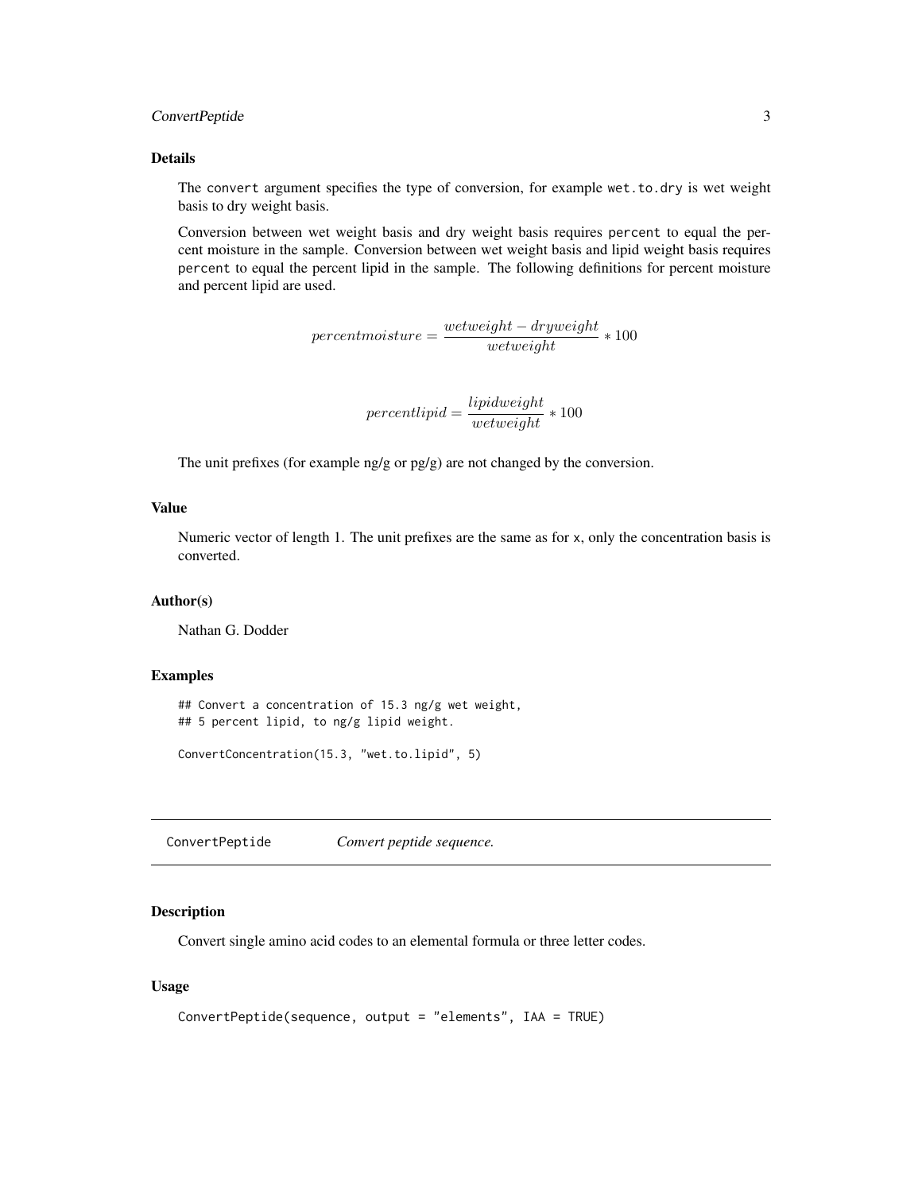### Details

The `convert` argument specifies the type of conversion, for example `wet.to.dry` is wet weight basis to dry weight basis.

Conversion between wet weight basis and dry weight basis requires `percent` to equal the percent moisture in the sample. Conversion between wet weight basis and lipid weight basis requires `percent` to equal the percent lipid in the sample. The following definitions for percent moisture and percent lipid are used.

$$percentmoisture = \frac{wetweight - dryweight}{wetweight} * 100$$

$$percentlipid = \frac{lipidweight}{wetweight} * 100$$

The unit prefixes (for example ng/g or pg/g) are not changed by the conversion.

### Value

Numeric vector of length 1. The unit prefixes are the same as for `x`, only the concentration basis is converted.

### Author(s)

Nathan G. Dodder

### Examples

```
## Convert a concentration of 15.3 ng/g wet weight,
## 5 percent lipid, to ng/g lipid weight.

ConvertConcentration(15.3, "wet.to.lipid", 5)
```

---

## ConvertPeptide *Convert peptide sequence.*

---

### Description

Convert single amino acid codes to an elemental formula or three letter codes.

### Usage

```
ConvertPeptide(sequence, output = "elements", IAA = TRUE)
```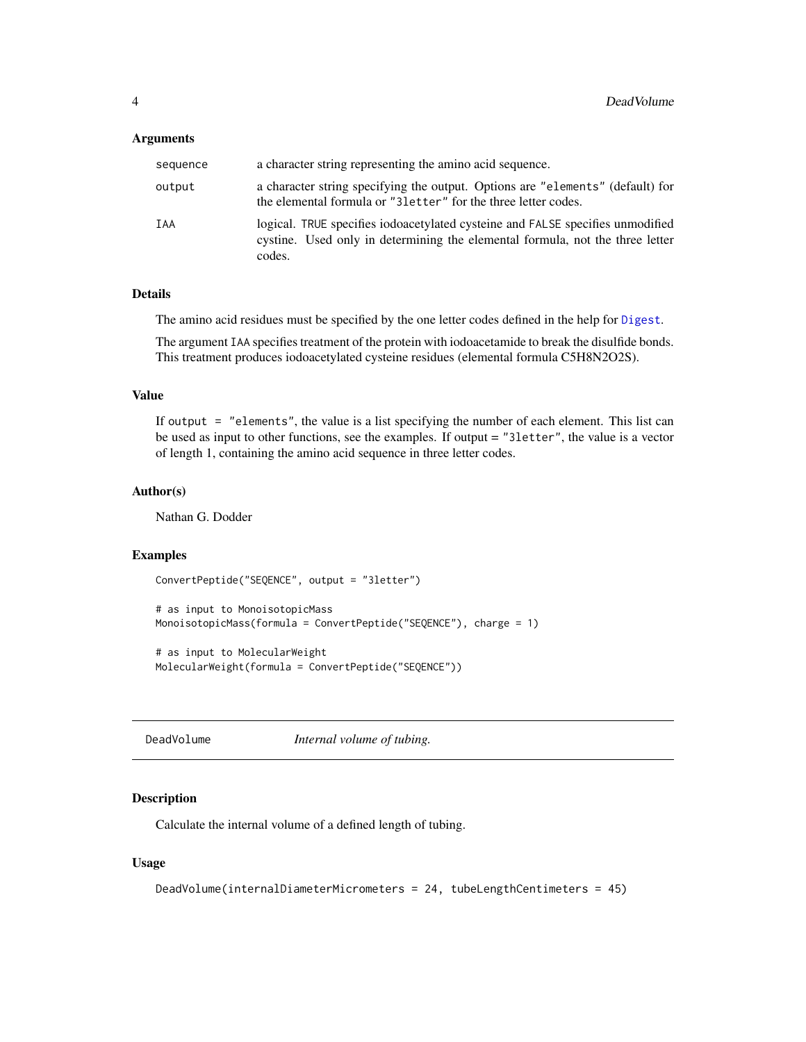### Arguments

| | |
|---|---|
| sequence | a character string representing the amino acid sequence. |
| output | a character string specifying the output. Options are "elements" (default) for the elemental formula or "3letter" for the three letter codes. |
| IAA | logical. TRUE specifies iodoacetylated cysteine and FALSE specifies unmodified cystine. Used only in determining the elemental formula, not the three letter codes. |

### Details

The amino acid residues must be specified by the one letter codes defined in the help for Digest.

The argument IAA specifies treatment of the protein with iodoacetamide to break the disulfide bonds. This treatment produces iodoacetylated cysteine residues (elemental formula $C_5H_8N_2O_2S$).

### Value

If output = "elements", the value is a list specifying the number of each element. This list can be used as input to other functions, see the examples. If output = "3letter", the value is a vector of length 1, containing the amino acid sequence in three letter codes.

### Author(s)

Nathan G. Dodder

### Examples

```
ConvertPeptide("SEQENCE", output = "3letter")

# as input to MonoisotopicMass
MonoisotopicMass(formula = ConvertPeptide("SEQENCE"), charge = 1)

# as input to MolecularWeight
MolecularWeight(formula = ConvertPeptide("SEQENCE"))
```

---

## DeadVolume — *Internal volume of tubing.*

---

### Description

Calculate the internal volume of a defined length of tubing.

### Usage

```
DeadVolume(internalDiameterMicrometers = 24, tubeLengthCentimeters = 45)
```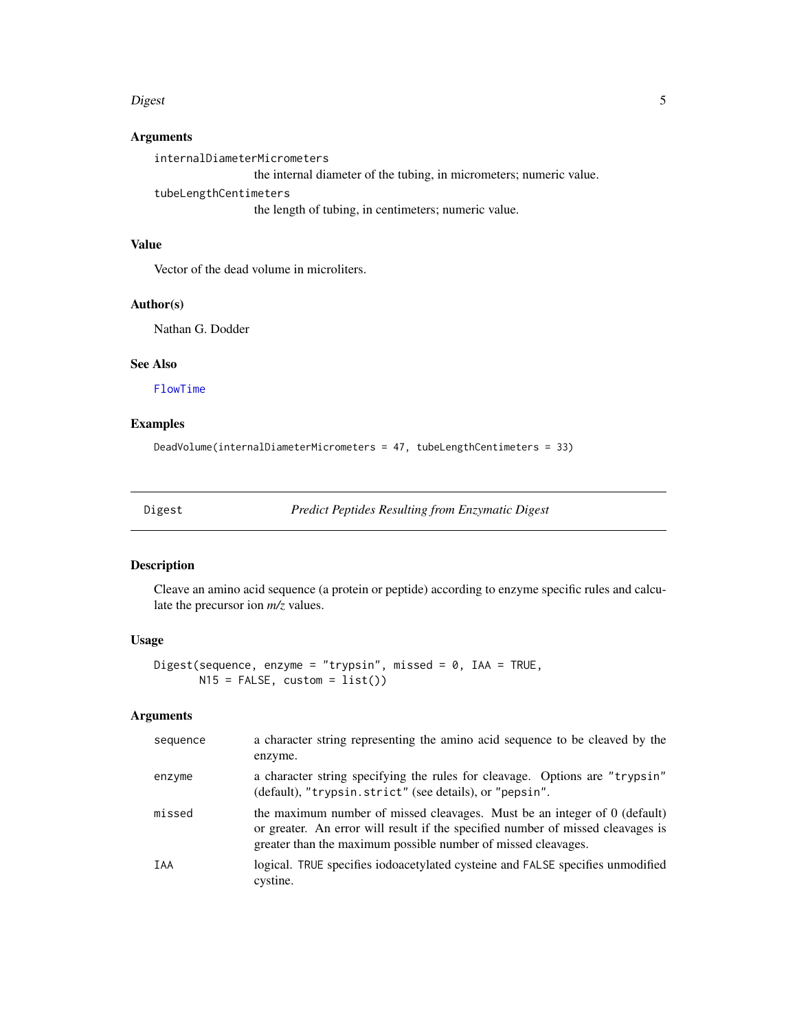### Arguments

internalDiameterMicrometers
: the internal diameter of the tubing, in micrometers; numeric value.

tubeLengthCentimeters
: the length of tubing, in centimeters; numeric value.

### Value

Vector of the dead volume in microliters.

### Author(s)

Nathan G. Dodder

### See Also

FlowTime

### Examples

```
DeadVolume(internalDiameterMicrometers = 47, tubeLengthCentimeters = 33)
```

---

## Digest *Predict Peptides Resulting from Enzymatic Digest*

### Description

Cleave an amino acid sequence (a protein or peptide) according to enzyme specific rules and calculate the precursor ion *m/z* values.

### Usage

```
Digest(sequence, enzyme = "trypsin", missed = 0, IAA = TRUE,
       N15 = FALSE, custom = list())
```

### Arguments

| | |
|---|---|
| `sequence` | a character string representing the amino acid sequence to be cleaved by the enzyme. |
| `enzyme` | a character string specifying the rules for cleavage. Options are `"trypsin"` (default), `"trypsin.strict"` (see details), or `"pepsin"`. |
| `missed` | the maximum number of missed cleavages. Must be an integer of 0 (default) or greater. An error will result if the specified number of missed cleavages is greater than the maximum possible number of missed cleavages. |
| `IAA` | logical. `TRUE` specifies iodoacetylated cysteine and `FALSE` specifies unmodified cystine. |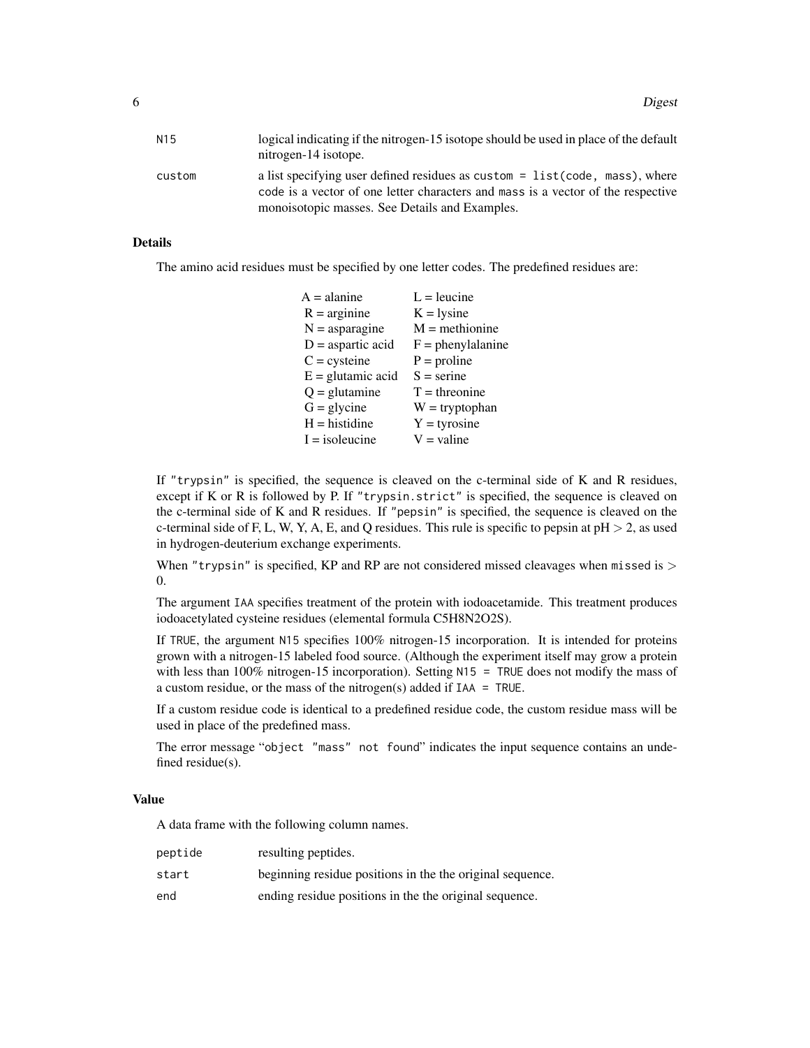| | |
|---|---|
| N15 | logical indicating if the nitrogen-15 isotope should be used in place of the default nitrogen-14 isotope. |
| custom | a list specifying user defined residues as `custom = list(code, mass)`, where `code` is a vector of one letter characters and `mass` is a vector of the respective monoisotopic masses. See Details and Examples. |

### Details

The amino acid residues must be specified by one letter codes. The predefined residues are:

| | |
|---|---|
| A = alanine | L = leucine |
| R = arginine | K = lysine |
| N = asparagine | M = methionine |
| D = aspartic acid | F = phenylalanine |
| C = cysteine | P = proline |
| E = glutamic acid | S = serine |
| Q = glutamine | T = threonine |
| G = glycine | W = tryptophan |
| H = histidine | Y = tyrosine |
| I = isoleucine | V = valine |

If "trypsin" is specified, the sequence is cleaved on the c-terminal side of K and R residues, except if K or R is followed by P. If "trypsin.strict" is specified, the sequence is cleaved on the c-terminal side of K and R residues. If "pepsin" is specified, the sequence is cleaved on the c-terminal side of F, L, W, Y, A, E, and Q residues. This rule is specific to pepsin at pH $> 2$, as used in hydrogen-deuterium exchange experiments.

When "trypsin" is specified, KP and RP are not considered missed cleavages when `missed` is $>$ 0.

The argument `IAA` specifies treatment of the protein with iodoacetamide. This treatment produces iodoacetylated cysteine residues (elemental formula C5H8N2O2S).

If `TRUE`, the argument `N15` specifies 100% nitrogen-15 incorporation. It is intended for proteins grown with a nitrogen-15 labeled food source. (Although the experiment itself may grow a protein with less than 100% nitrogen-15 incorporation). Setting `N15 = TRUE` does not modify the mass of a custom residue, or the mass of the nitrogen(s) added if `IAA = TRUE`.

If a custom residue code is identical to a predefined residue code, the custom residue mass will be used in place of the predefined mass.

The error message "`object "mass" not found`" indicates the input sequence contains an undefined residue(s).

### Value

A data frame with the following column names.

| | |
|---|---|
| peptide | resulting peptides. |
| start | beginning residue positions in the the original sequence. |
| end | ending residue positions in the the original sequence. |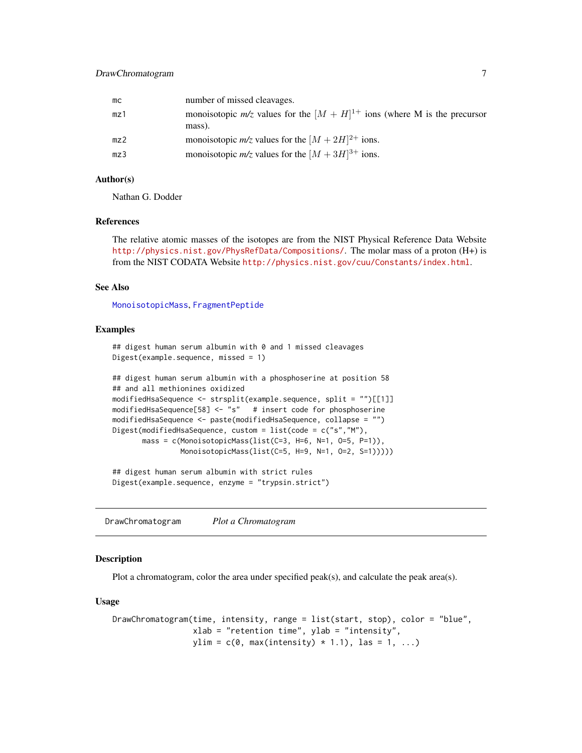| | |
|---|---|
| mc | number of missed cleavages. |
| mz1 | monoisotopic *m/z* values for the $[M + H]^{1+}$ ions (where M is the precursor mass). |
| mz2 | monoisotopic *m/z* values for the $[M + 2H]^{2+}$ ions. |
| mz3 | monoisotopic *m/z* values for the $[M + 3H]^{3+}$ ions. |

### Author(s)

Nathan G. Dodder

### References

The relative atomic masses of the isotopes are from the NIST Physical Reference Data Website http://physics.nist.gov/PhysRefData/Compositions/. The molar mass of a proton (H+) is from the NIST CODATA Website http://physics.nist.gov/cuu/Constants/index.html.

### See Also

MonoisotopicMass, FragmentPeptide

### Examples

```
## digest human serum albumin with 0 and 1 missed cleavages
Digest(example.sequence, missed = 1)

## digest human serum albumin with a phosphoserine at position 58
## and all methionines oxidized
modifiedHsaSequence <- strsplit(example.sequence, split = "")[[1]]
modifiedHsaSequence[58] <- "s"   # insert code for phosphoserine
modifiedHsaSequence <- paste(modifiedHsaSequence, collapse = "")
Digest(modifiedHsaSequence, custom = list(code = c("s","M"),
       mass = c(MonoisotopicMass(list(C=3, H=6, N=1, O=5, P=1)),
                MonoisotopicMass(list(C=5, H=9, N=1, O=2, S=1)))))

## digest human serum albumin with strict rules
Digest(example.sequence, enzyme = "trypsin.strict")
```

---

## DrawChromatogram *Plot a Chromatogram*

---

### Description

Plot a chromatogram, color the area under specified peak(s), and calculate the peak area(s).

### Usage

```
DrawChromatogram(time, intensity, range = list(start, stop), color = "blue",
                 xlab = "retention time", ylab = "intensity",
                 ylim = c(0, max(intensity) * 1.1), las = 1, ...)
```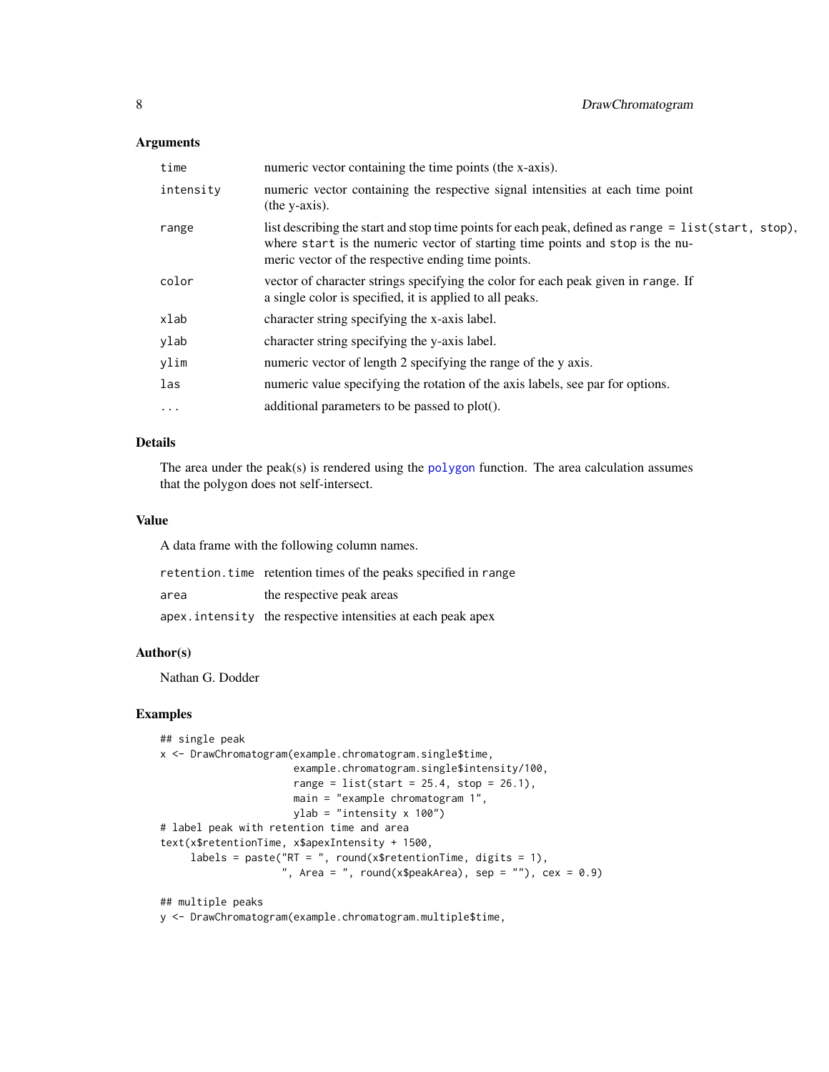### Arguments

| | |
|---|---|
| `time` | numeric vector containing the time points (the x-axis). |
| `intensity` | numeric vector containing the respective signal intensities at each time point (the y-axis). |
| `range` | list describing the start and stop time points for each peak, defined as `range = list(start, stop)`, where `start` is the numeric vector of starting time points and `stop` is the numeric vector of the respective ending time points. |
| `color` | vector of character strings specifying the color for each peak given in `range`. If a single color is specified, it is applied to all peaks. |
| `xlab` | character string specifying the x-axis label. |
| `ylab` | character string specifying the y-axis label. |
| `ylim` | numeric vector of length 2 specifying the range of the y axis. |
| `las` | numeric value specifying the rotation of the axis labels, see par for options. |
| `...` | additional parameters to be passed to plot(). |

### Details

The area under the peak(s) is rendered using the `polygon` function. The area calculation assumes that the polygon does not self-intersect.

### Value

A data frame with the following column names.

| | |
|---|---|
| `retention.time` | retention times of the peaks specified in `range` |
| `area` | the respective peak areas |
| `apex.intensity` | the respective intensities at each peak apex |

### Author(s)

Nathan G. Dodder

### Examples

```
## single peak
x <- DrawChromatogram(example.chromatogram.single$time,
                      example.chromatogram.single$intensity/100,
                      range = list(start = 25.4, stop = 26.1),
                      main = "example chromatogram 1",
                      ylab = "intensity x 100")
# label peak with retention time and area
text(x$retentionTime, x$apexIntensity + 1500,
     labels = paste("RT = ", round(x$retentionTime, digits = 1),
                    ", Area = ", round(x$peakArea), sep = ""), cex = 0.9)

## multiple peaks
y <- DrawChromatogram(example.chromatogram.multiple$time,
```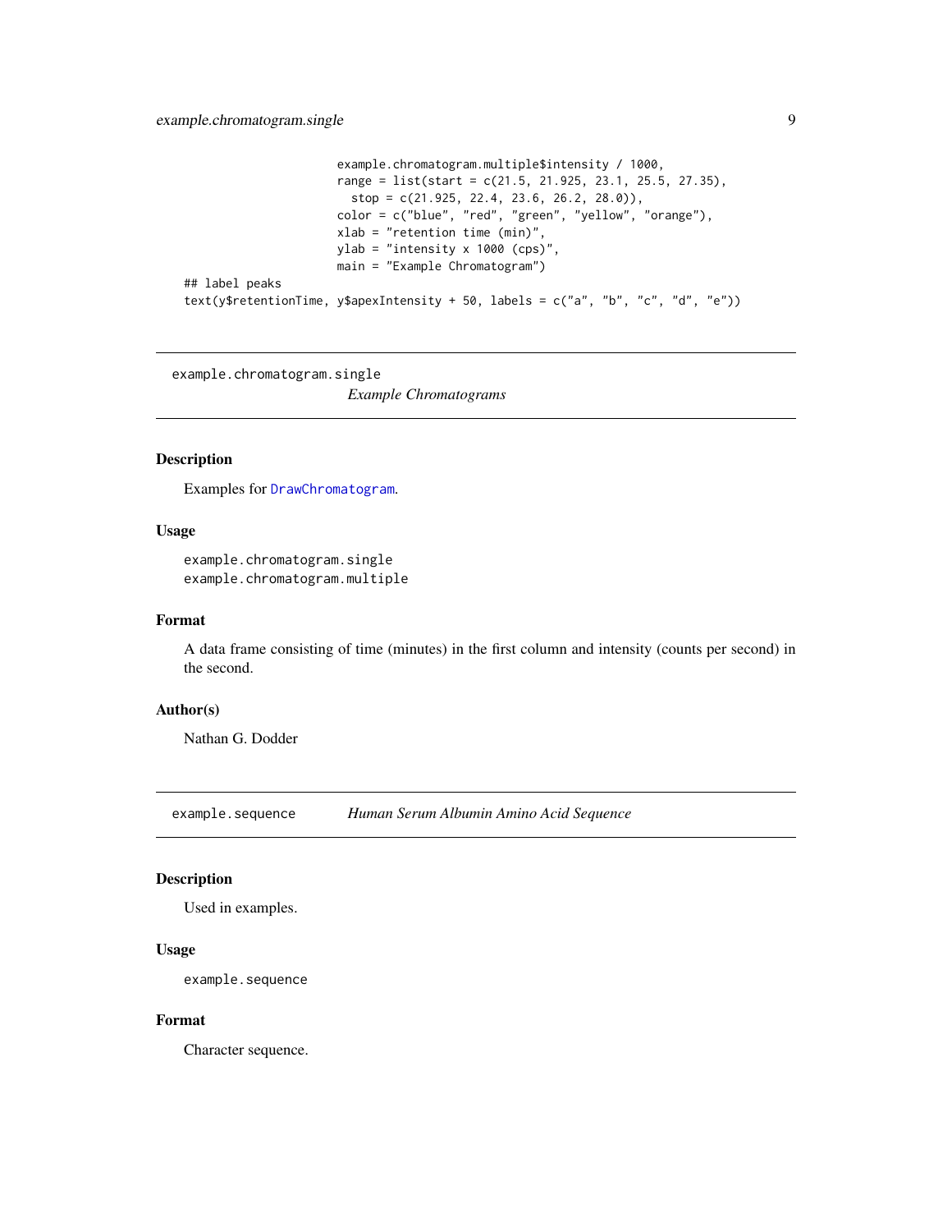```
                        example.chromatogram.multiple$intensity / 1000,
                        range = list(start = c(21.5, 21.925, 23.1, 25.5, 27.35),
                          stop = c(21.925, 22.4, 23.6, 26.2, 28.0)),
                        color = c("blue", "red", "green", "yellow", "orange"),
                        xlab = "retention time (min)",
                        ylab = "intensity x 1000 (cps)",
                        main = "Example Chromatogram")
## label peaks
text(y$retentionTime, y$apexIntensity + 50, labels = c("a", "b", "c", "d", "e"))
```

---

## example.chromatogram.single — *Example Chromatograms*

### Description

Examples for `DrawChromatogram`.

### Usage

```
example.chromatogram.single
example.chromatogram.multiple
```

### Format

A data frame consisting of time (minutes) in the first column and intensity (counts per second) in the second.

### Author(s)

Nathan G. Dodder

---

## example.sequence — *Human Serum Albumin Amino Acid Sequence*

### Description

Used in examples.

### Usage

```
example.sequence
```

### Format

Character sequence.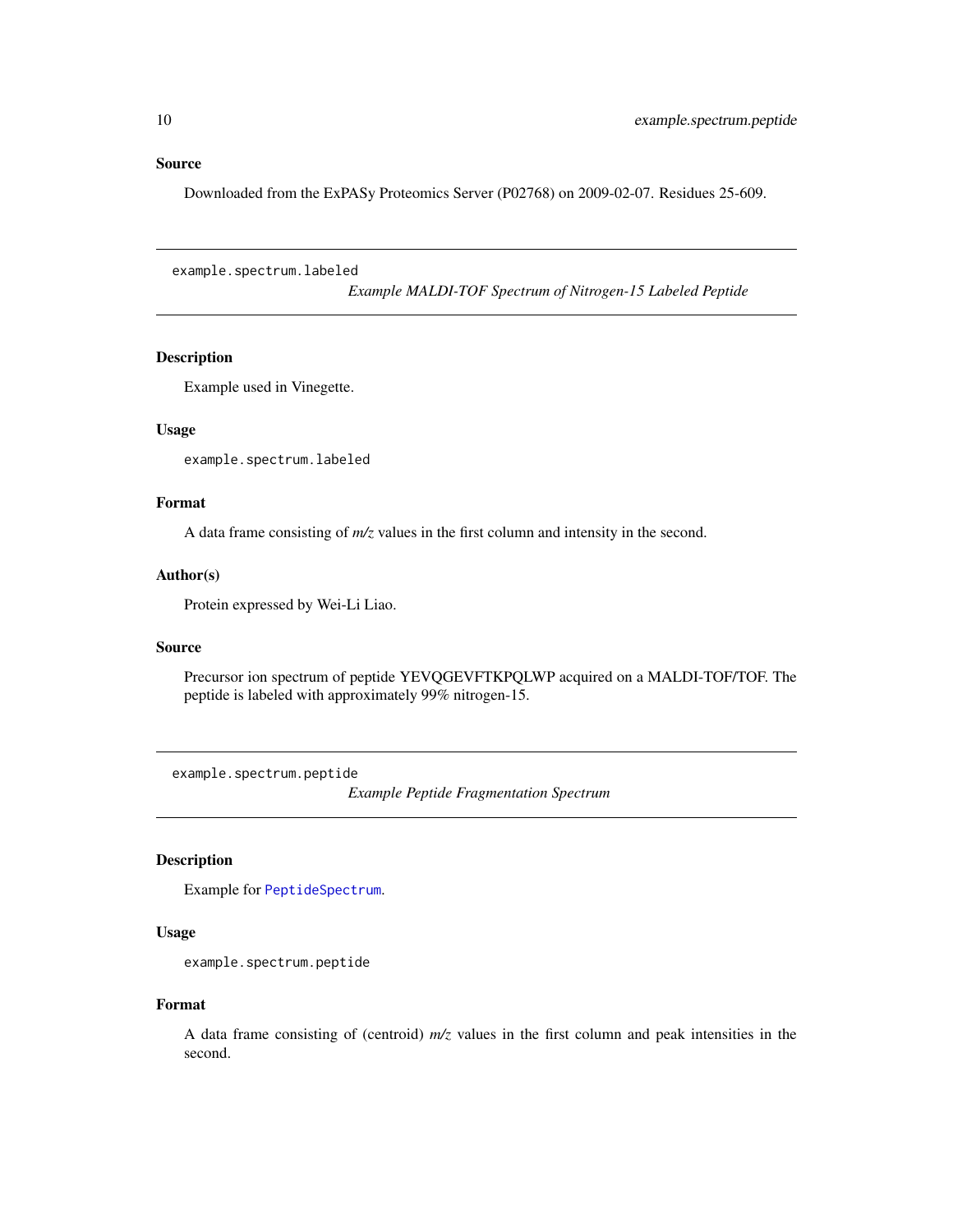## Source

Downloaded from the ExPASy Proteomics Server (P02768) on 2009-02-07. Residues 25-609.

---

`example.spectrum.labeled`
*Example MALDI-TOF Spectrum of Nitrogen-15 Labeled Peptide*

---

### Description

Example used in Vinegette.

### Usage

```
example.spectrum.labeled
```

### Format

A data frame consisting of *m/z* values in the first column and intensity in the second.

### Author(s)

Protein expressed by Wei-Li Liao.

### Source

Precursor ion spectrum of peptide YEVQGEVFTKPQLWP acquired on a MALDI-TOF/TOF. The peptide is labeled with approximately 99% nitrogen-15.

---

`example.spectrum.peptide`
*Example Peptide Fragmentation Spectrum*

---

### Description

Example for `PeptideSpectrum`.

### Usage

```
example.spectrum.peptide
```

### Format

A data frame consisting of (centroid) *m/z* values in the first column and peak intensities in the second.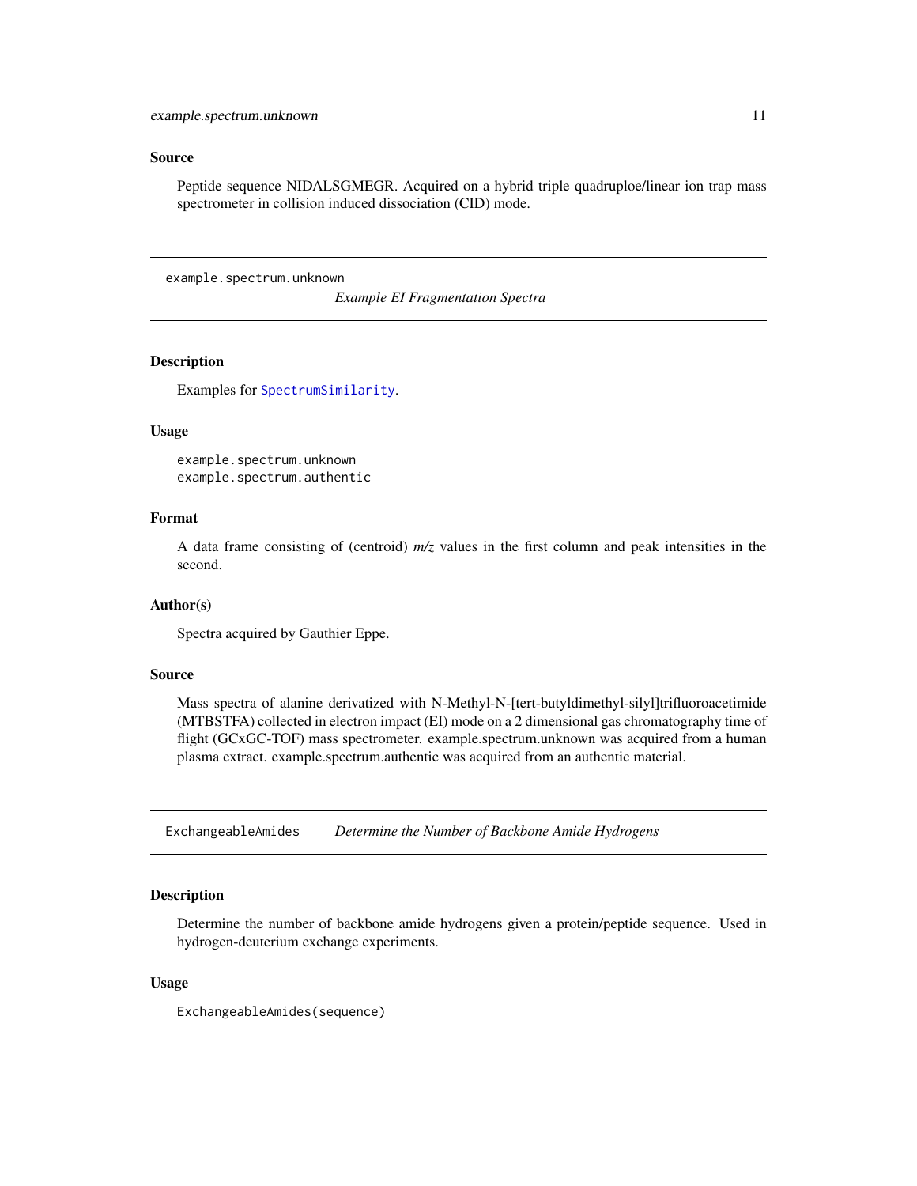### Source

Peptide sequence NIDALSGMEGR. Acquired on a hybrid triple quadruploe/linear ion trap mass spectrometer in collision induced dissociation (CID) mode.

---

## example.spectrum.unknown *Example EI Fragmentation Spectra*

### Description

Examples for `SpectrumSimilarity`.

### Usage

```
example.spectrum.unknown
example.spectrum.authentic
```

### Format

A data frame consisting of (centroid) *m/z* values in the first column and peak intensities in the second.

### Author(s)

Spectra acquired by Gauthier Eppe.

### Source

Mass spectra of alanine derivatized with N-Methyl-N-[tert-butyldimethyl-silyl]trifluoroacetimide (MTBSTFA) collected in electron impact (EI) mode on a 2 dimensional gas chromatography time of flight (GCxGC-TOF) mass spectrometer. example.spectrum.unknown was acquired from a human plasma extract. example.spectrum.authentic was acquired from an authentic material.

---

## ExchangeableAmides *Determine the Number of Backbone Amide Hydrogens*

### Description

Determine the number of backbone amide hydrogens given a protein/peptide sequence. Used in hydrogen-deuterium exchange experiments.

### Usage

```
ExchangeableAmides(sequence)
```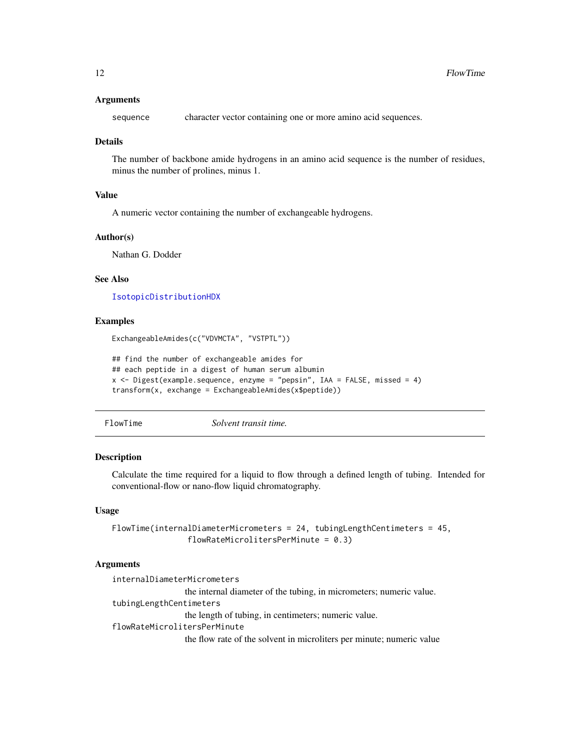### Arguments

`sequence` character vector containing one or more amino acid sequences.

### Details

The number of backbone amide hydrogens in an amino acid sequence is the number of residues, minus the number of prolines, minus 1.

### Value

A numeric vector containing the number of exchangeable hydrogens.

### Author(s)

Nathan G. Dodder

### See Also

IsotopicDistributionHDX

### Examples

```
ExchangeableAmides(c("VDVMCTA", "VSTPTL"))

## find the number of exchangeable amides for
## each peptide in a digest of human serum albumin
x <- Digest(example.sequence, enzyme = "pepsin", IAA = FALSE, missed = 4)
transform(x, exchange = ExchangeableAmides(x$peptide))
```

---

## FlowTime *Solvent transit time.*

### Description

Calculate the time required for a liquid to flow through a defined length of tubing. Intended for conventional-flow or nano-flow liquid chromatography.

### Usage

```
FlowTime(internalDiameterMicrometers = 24, tubingLengthCentimeters = 45,
                flowRateMicrolitersPerMinute = 0.3)
```

### Arguments

`internalDiameterMicrometers`
the internal diameter of the tubing, in micrometers; numeric value.

`tubingLengthCentimeters`
the length of tubing, in centimeters; numeric value.

`flowRateMicrolitersPerMinute`
the flow rate of the solvent in microliters per minute; numeric value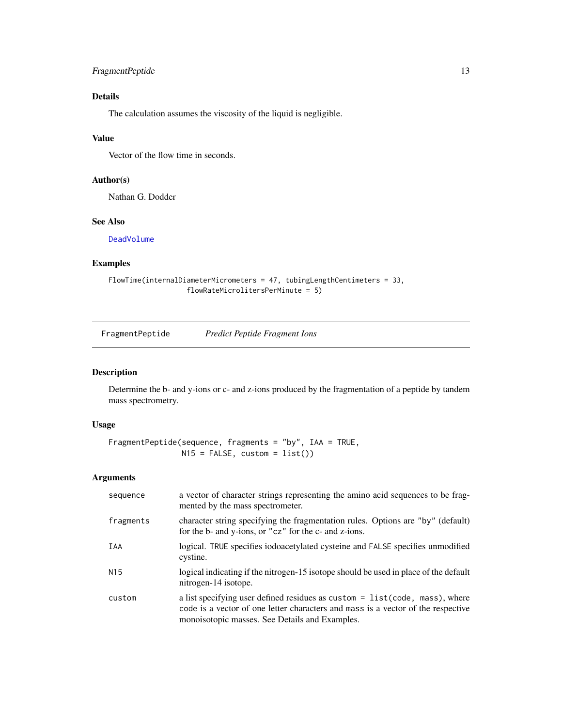## Details

The calculation assumes the viscosity of the liquid is negligible.

## Value

Vector of the flow time in seconds.

## Author(s)

Nathan G. Dodder

## See Also

DeadVolume

## Examples

```
FlowTime(internalDiameterMicrometers = 47, tubingLengthCentimeters = 33,
         flowRateMicrolitersPerMinute = 5)
```

---

# FragmentPeptide — *Predict Peptide Fragment Ions*

## Description

Determine the b- and y-ions or c- and z-ions produced by the fragmentation of a peptide by tandem mass spectrometry.

## Usage

```
FragmentPeptide(sequence, fragments = "by", IAA = TRUE,
                N15 = FALSE, custom = list())
```

## Arguments

| | |
|---|---|
| `sequence` | a vector of character strings representing the amino acid sequences to be fragmented by the mass spectrometer. |
| `fragments` | character string specifying the fragmentation rules. Options are `"by"` (default) for the b- and y-ions, or `"cz"` for the c- and z-ions. |
| `IAA` | logical. `TRUE` specifies iodoacetylated cysteine and `FALSE` specifies unmodified cystine. |
| `N15` | logical indicating if the nitrogen-15 isotope should be used in place of the default nitrogen-14 isotope. |
| `custom` | a list specifying user defined residues as `custom = list(code, mass)`, where `code` is a vector of one letter characters and `mass` is a vector of the respective monoisotopic masses. See Details and Examples. |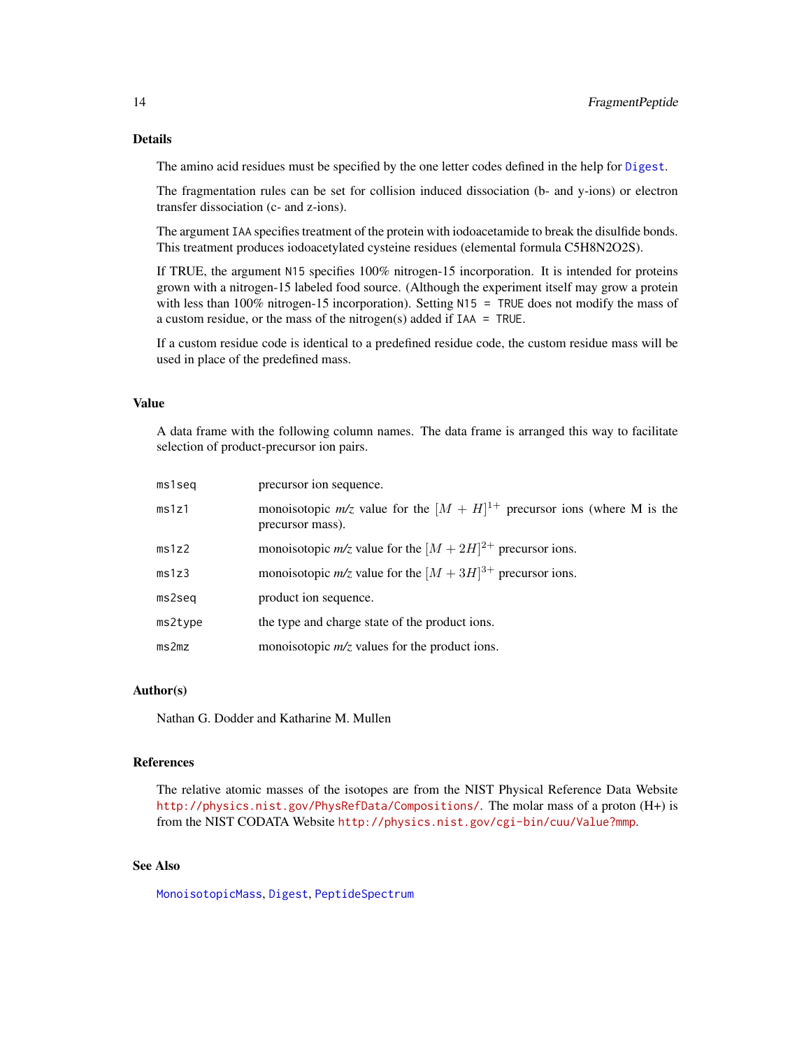## Details

The amino acid residues must be specified by the one letter codes defined in the help for `Digest`.

The fragmentation rules can be set for collision induced dissociation (b- and y-ions) or electron transfer dissociation (c- and z-ions).

The argument `IAA` specifies treatment of the protein with iodoacetamide to break the disulfide bonds. This treatment produces iodoacetylated cysteine residues (elemental formula C5H8N2O2S).

If TRUE, the argument `N15` specifies 100% nitrogen-15 incorporation. It is intended for proteins grown with a nitrogen-15 labeled food source. (Although the experiment itself may grow a protein with less than 100% nitrogen-15 incorporation). Setting `N15 = TRUE` does not modify the mass of a custom residue, or the mass of the nitrogen(s) added if `IAA = TRUE`.

If a custom residue code is identical to a predefined residue code, the custom residue mass will be used in place of the predefined mass.

## Value

A data frame with the following column names. The data frame is arranged this way to facilitate selection of product-precursor ion pairs.

| | |
|---|---|
| `ms1seq` | precursor ion sequence. |
| `ms1z1` | monoisotopic *m/z* value for the $[M + H]^{1+}$ precursor ions (where M is the precursor mass). |
| `ms1z2` | monoisotopic *m/z* value for the $[M + 2H]^{2+}$ precursor ions. |
| `ms1z3` | monoisotopic *m/z* value for the $[M + 3H]^{3+}$ precursor ions. |
| `ms2seq` | product ion sequence. |
| `ms2type` | the type and charge state of the product ions. |
| `ms2mz` | monoisotopic *m/z* values for the product ions. |

## Author(s)

Nathan G. Dodder and Katharine M. Mullen

## References

The relative atomic masses of the isotopes are from the NIST Physical Reference Data Website `http://physics.nist.gov/PhysRefData/Compositions/`. The molar mass of a proton (H+) is from the NIST CODATA Website `http://physics.nist.gov/cgi-bin/cuu/Value?mmp`.

## See Also

`MonoisotopicMass`, `Digest`, `PeptideSpectrum`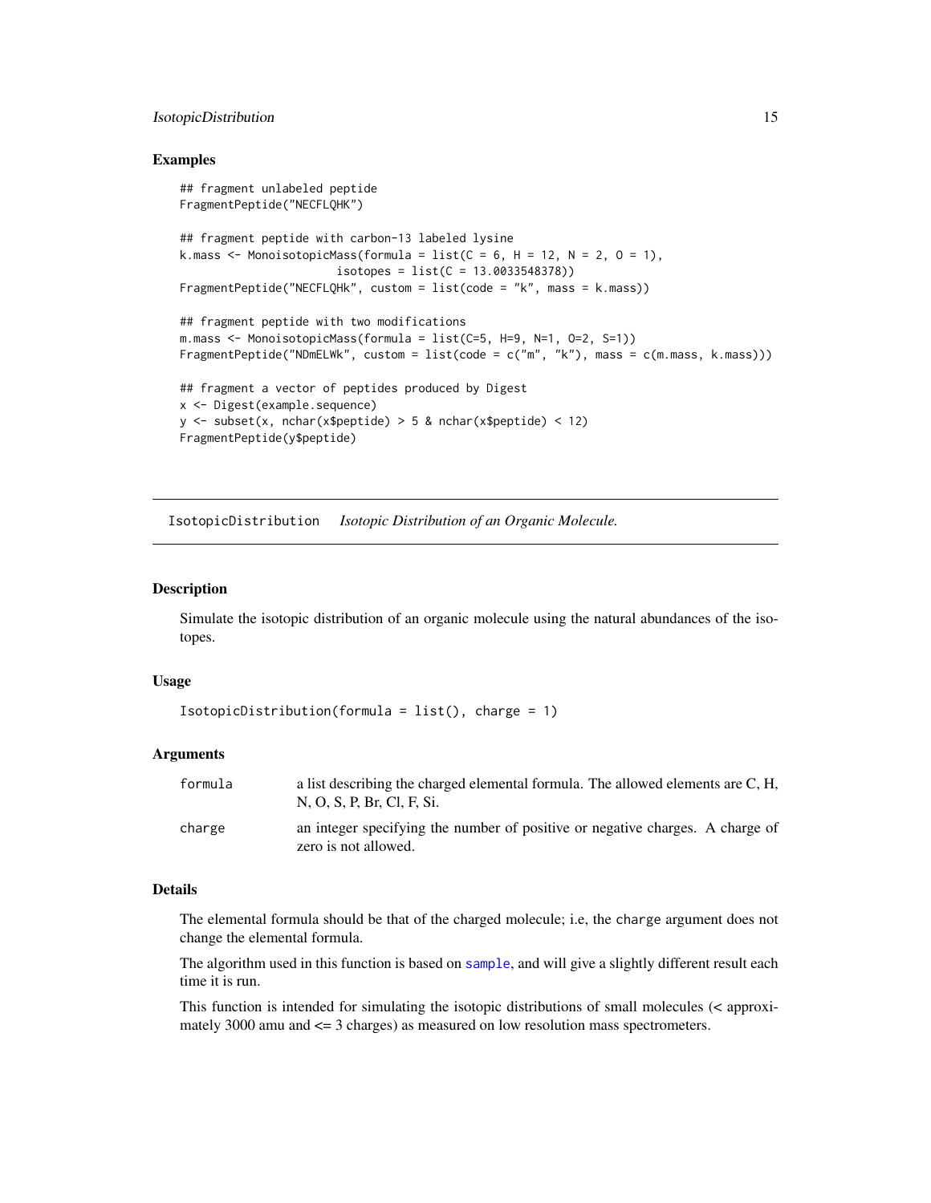### Examples

```
## fragment unlabeled peptide
FragmentPeptide("NECFLQHK")

## fragment peptide with carbon-13 labeled lysine
k.mass <- MonoisotopicMass(formula = list(C = 6, H = 12, N = 2, O = 1),
                        isotopes = list(C = 13.0033548378))
FragmentPeptide("NECFLQHk", custom = list(code = "k", mass = k.mass))

## fragment peptide with two modifications
m.mass <- MonoisotopicMass(formula = list(C=5, H=9, N=1, O=2, S=1))
FragmentPeptide("NDmELWk", custom = list(code = c("m", "k"), mass = c(m.mass, k.mass)))

## fragment a vector of peptides produced by Digest
x <- Digest(example.sequence)
y <- subset(x, nchar(x$peptide) > 5 & nchar(x$peptide) < 12)
FragmentPeptide(y$peptide)
```

---

## IsotopicDistribution *Isotopic Distribution of an Organic Molecule.*

---

### Description

Simulate the isotopic distribution of an organic molecule using the natural abundances of the isotopes.

### Usage

```
IsotopicDistribution(formula = list(), charge = 1)
```

### Arguments

| | |
|---|---|
| formula | a list describing the charged elemental formula. The allowed elements are C, H, N, O, S, P, Br, Cl, F, Si. |
| charge | an integer specifying the number of positive or negative charges. A charge of zero is not allowed. |

### Details

The elemental formula should be that of the charged molecule; i.e, the `charge` argument does not change the elemental formula.

The algorithm used in this function is based on `sample`, and will give a slightly different result each time it is run.

This function is intended for simulating the isotopic distributions of small molecules (< approximately 3000 amu and <= 3 charges) as measured on low resolution mass spectrometers.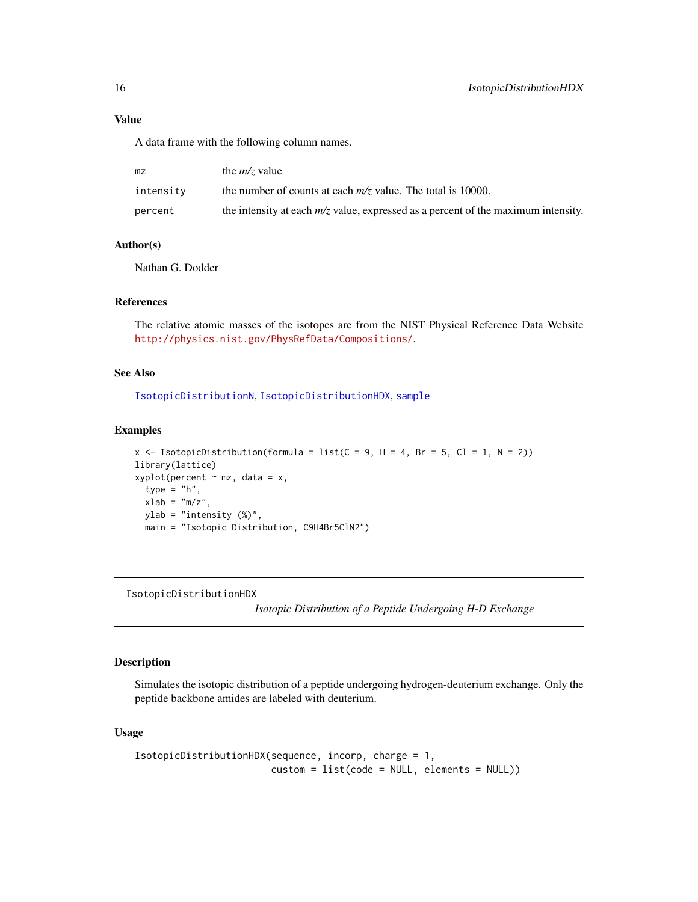### Value

A data frame with the following column names.

| | |
|---|---|
| mz | the *m/z* value |
| intensity | the number of counts at each *m/z* value. The total is 10000. |
| percent | the intensity at each *m/z* value, expressed as a percent of the maximum intensity. |

### Author(s)

Nathan G. Dodder

### References

The relative atomic masses of the isotopes are from the NIST Physical Reference Data Website http://physics.nist.gov/PhysRefData/Compositions/.

### See Also

IsotopicDistributionN, IsotopicDistributionHDX, sample

### Examples

```
x <- IsotopicDistribution(formula = list(C = 9, H = 4, Br = 5, Cl = 1, N = 2))
library(lattice)
xyplot(percent ~ mz, data = x,
  type = "h",
  xlab = "m/z",
  ylab = "intensity (%)",
  main = "Isotopic Distribution, C9H4Br5ClN2")
```

---

## IsotopicDistributionHDX    *Isotopic Distribution of a Peptide Undergoing H-D Exchange*

---

### Description

Simulates the isotopic distribution of a peptide undergoing hydrogen-deuterium exchange. Only the peptide backbone amides are labeled with deuterium.

### Usage

```
IsotopicDistributionHDX(sequence, incorp, charge = 1,
                        custom = list(code = NULL, elements = NULL))
```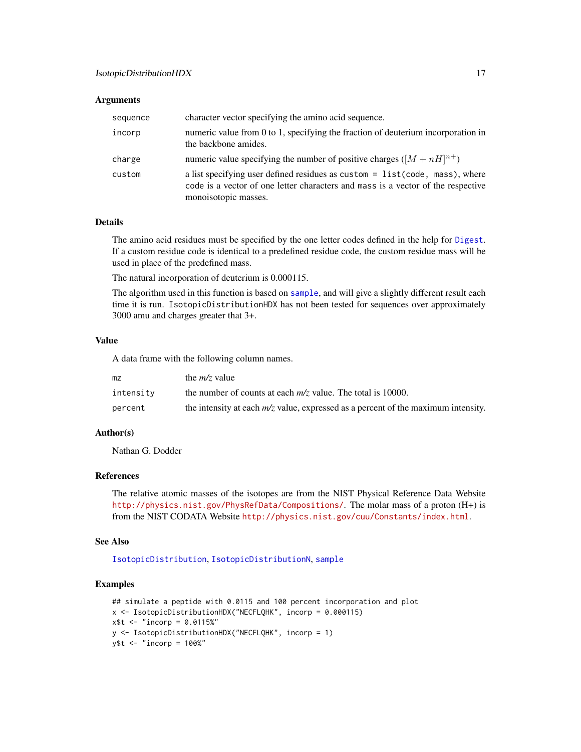## Arguments

| | |
|---|---|
| `sequence` | character vector specifying the amino acid sequence. |
| `incorp` | numeric value from 0 to 1, specifying the fraction of deuterium incorporation in the backbone amides. |
| `charge` | numeric value specifying the number of positive charges ($[M + nH]^{n+}$) |
| `custom` | a list specifying user defined residues as `custom = list(code, mass)`, where `code` is a vector of one letter characters and `mass` is a vector of the respective monoisotopic masses. |

## Details

The amino acid residues must be specified by the one letter codes defined in the help for `Digest`. If a custom residue code is identical to a predefined residue code, the custom residue mass will be used in place of the predefined mass.

The natural incorporation of deuterium is 0.000115.

The algorithm used in this function is based on `sample`, and will give a slightly different result each time it is run. `IsotopicDistributionHDX` has not been tested for sequences over approximately 3000 amu and charges greater that 3+.

## Value

A data frame with the following column names.

| | |
|---|---|
| `mz` | the *m/z* value |
| `intensity` | the number of counts at each *m/z* value. The total is 10000. |
| `percent` | the intensity at each *m/z* value, expressed as a percent of the maximum intensity. |

## Author(s)

Nathan G. Dodder

## References

The relative atomic masses of the isotopes are from the NIST Physical Reference Data Website `http://physics.nist.gov/PhysRefData/Compositions/`. The molar mass of a proton (H+) is from the NIST CODATA Website `http://physics.nist.gov/cuu/Constants/index.html`.

## See Also

`IsotopicDistribution`, `IsotopicDistributionN`, `sample`

## Examples

```
## simulate a peptide with 0.0115 and 100 percent incorporation and plot
x <- IsotopicDistributionHDX("NECFLQHK", incorp = 0.000115)
x$t <- "incorp = 0.0115%"
y <- IsotopicDistributionHDX("NECFLQHK", incorp = 1)
y$t <- "incorp = 100%"
```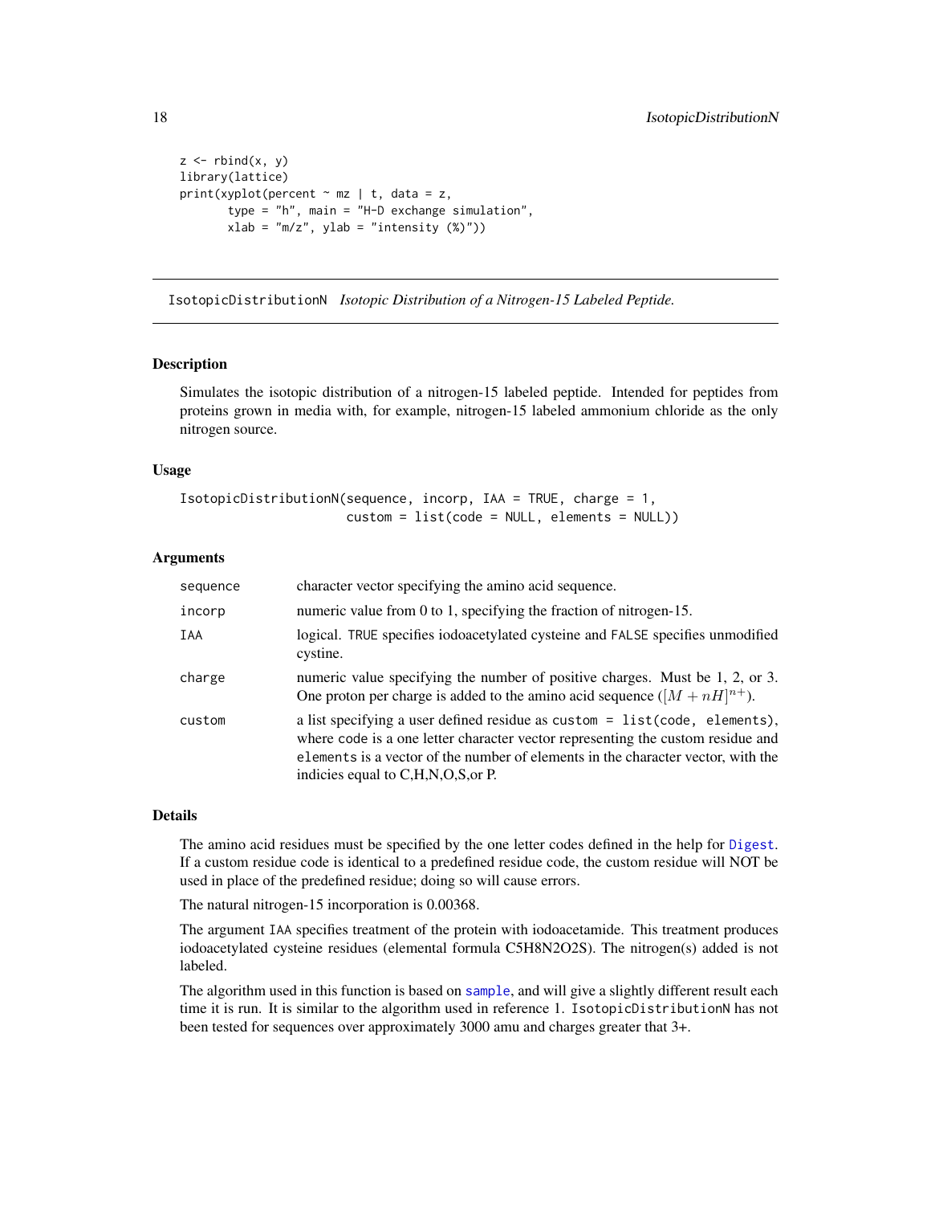```
z <- rbind(x, y)
library(lattice)
print(xyplot(percent ~ mz | t, data = z,
       type = "h", main = "H-D exchange simulation",
       xlab = "m/z", ylab = "intensity (%)"))
```

---

## IsotopicDistributionN *Isotopic Distribution of a Nitrogen-15 Labeled Peptide.*

---

### Description

Simulates the isotopic distribution of a nitrogen-15 labeled peptide. Intended for peptides from proteins grown in media with, for example, nitrogen-15 labeled ammonium chloride as the only nitrogen source.

### Usage

```
IsotopicDistributionN(sequence, incorp, IAA = TRUE, charge = 1,
                      custom = list(code = NULL, elements = NULL))
```

### Arguments

| | |
|---|---|
| `sequence` | character vector specifying the amino acid sequence. |
| `incorp` | numeric value from 0 to 1, specifying the fraction of nitrogen-15. |
| `IAA` | logical. `TRUE` specifies iodoacetylated cysteine and `FALSE` specifies unmodified cystine. |
| `charge` | numeric value specifying the number of positive charges. Must be 1, 2, or 3. One proton per charge is added to the amino acid sequence ($[M + nH]^{n+}$). |
| `custom` | a list specifying a user defined residue as `custom = list(code, elements)`, where `code` is a one letter character vector representing the custom residue and `elements` is a vector of the number of elements in the character vector, with the indicies equal to C,H,N,O,S,or P. |

### Details

The amino acid residues must be specified by the one letter codes defined in the help for `Digest`. If a custom residue code is identical to a predefined residue code, the custom residue will NOT be used in place of the predefined residue; doing so will cause errors.

The natural nitrogen-15 incorporation is 0.00368.

The argument `IAA` specifies treatment of the protein with iodoacetamide. This treatment produces iodoacetylated cysteine residues (elemental formula C5H8N2O2S). The nitrogen(s) added is not labeled.

The algorithm used in this function is based on `sample`, and will give a slightly different result each time it is run. It is similar to the algorithm used in reference 1. `IsotopicDistributionN` has not been tested for sequences over approximately 3000 amu and charges greater that 3+.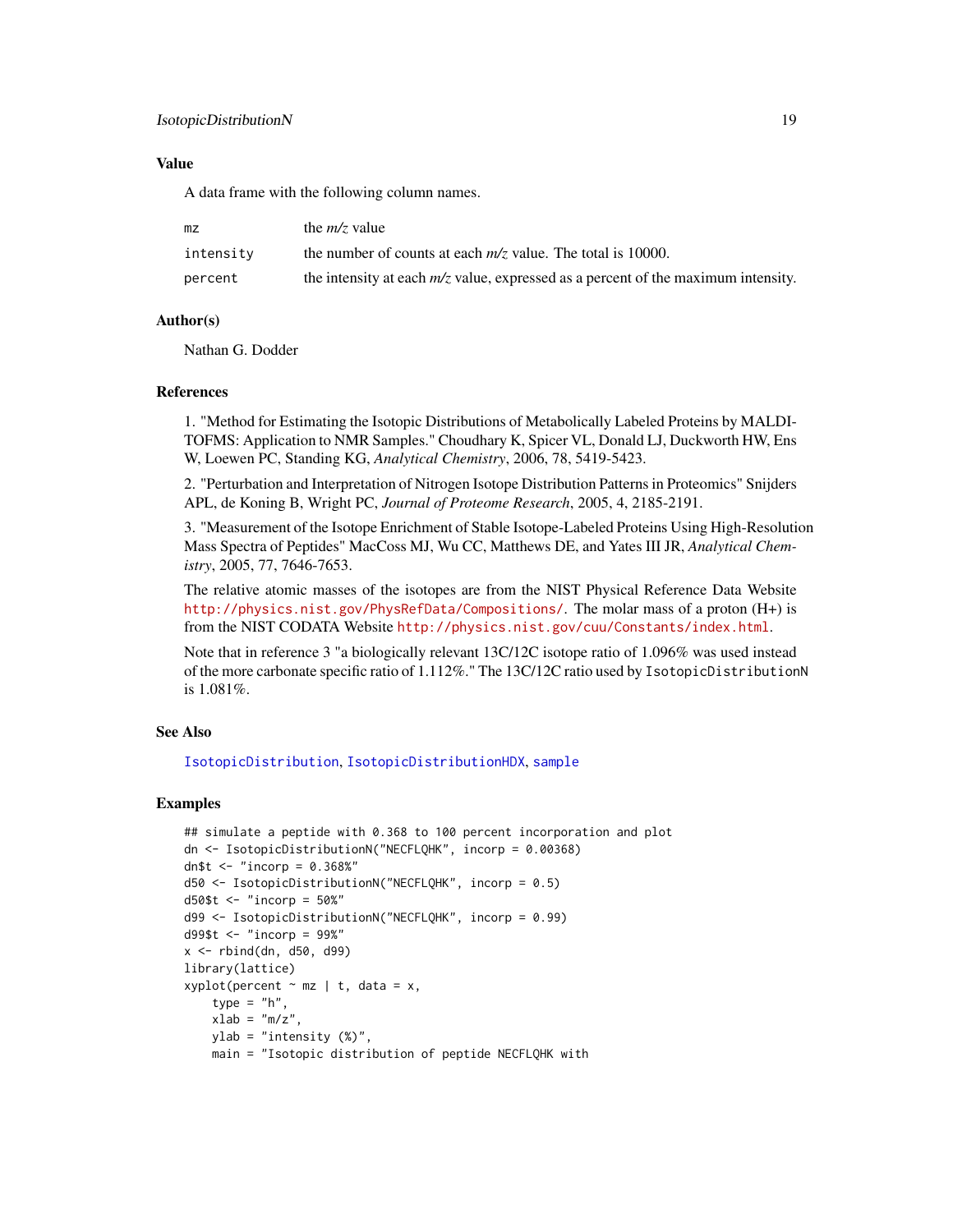### Value

A data frame with the following column names.

| | |
|---|---|
| mz | the *m/z* value |
| intensity | the number of counts at each *m/z* value. The total is 10000. |
| percent | the intensity at each *m/z* value, expressed as a percent of the maximum intensity. |

### Author(s)

Nathan G. Dodder

### References

1. "Method for Estimating the Isotopic Distributions of Metabolically Labeled Proteins by MALDI-TOFMS: Application to NMR Samples." Choudhary K, Spicer VL, Donald LJ, Duckworth HW, Ens W, Loewen PC, Standing KG, *Analytical Chemistry*, 2006, 78, 5419-5423.

2. "Perturbation and Interpretation of Nitrogen Isotope Distribution Patterns in Proteomics" Snijders APL, de Koning B, Wright PC, *Journal of Proteome Research*, 2005, 4, 2185-2191.

3. "Measurement of the Isotope Enrichment of Stable Isotope-Labeled Proteins Using High-Resolution Mass Spectra of Peptides" MacCoss MJ, Wu CC, Matthews DE, and Yates III JR, *Analytical Chemistry*, 2005, 77, 7646-7653.

The relative atomic masses of the isotopes are from the NIST Physical Reference Data Website http://physics.nist.gov/PhysRefData/Compositions/. The molar mass of a proton (H+) is from the NIST CODATA Website http://physics.nist.gov/cuu/Constants/index.html.

Note that in reference 3 "a biologically relevant 13C/12C isotope ratio of 1.096% was used instead of the more carbonate specific ratio of 1.112%." The 13C/12C ratio used by `IsotopicDistributionN` is 1.081%.

### See Also

IsotopicDistribution, IsotopicDistributionHDX, sample

### Examples

```
## simulate a peptide with 0.368 to 100 percent incorporation and plot
dn <- IsotopicDistributionN("NECFLQHK", incorp = 0.00368)
dn$t <- "incorp = 0.368%"
d50 <- IsotopicDistributionN("NECFLQHK", incorp = 0.5)
d50$t <- "incorp = 50%"
d99 <- IsotopicDistributionN("NECFLQHK", incorp = 0.99)
d99$t <- "incorp = 99%"
x <- rbind(dn, d50, d99)
library(lattice)
xyplot(percent ~ mz | t, data = x,
    type = "h",
    xlab = "m/z",
    ylab = "intensity (%)",
    main = "Isotopic distribution of peptide NECFLQHK with
```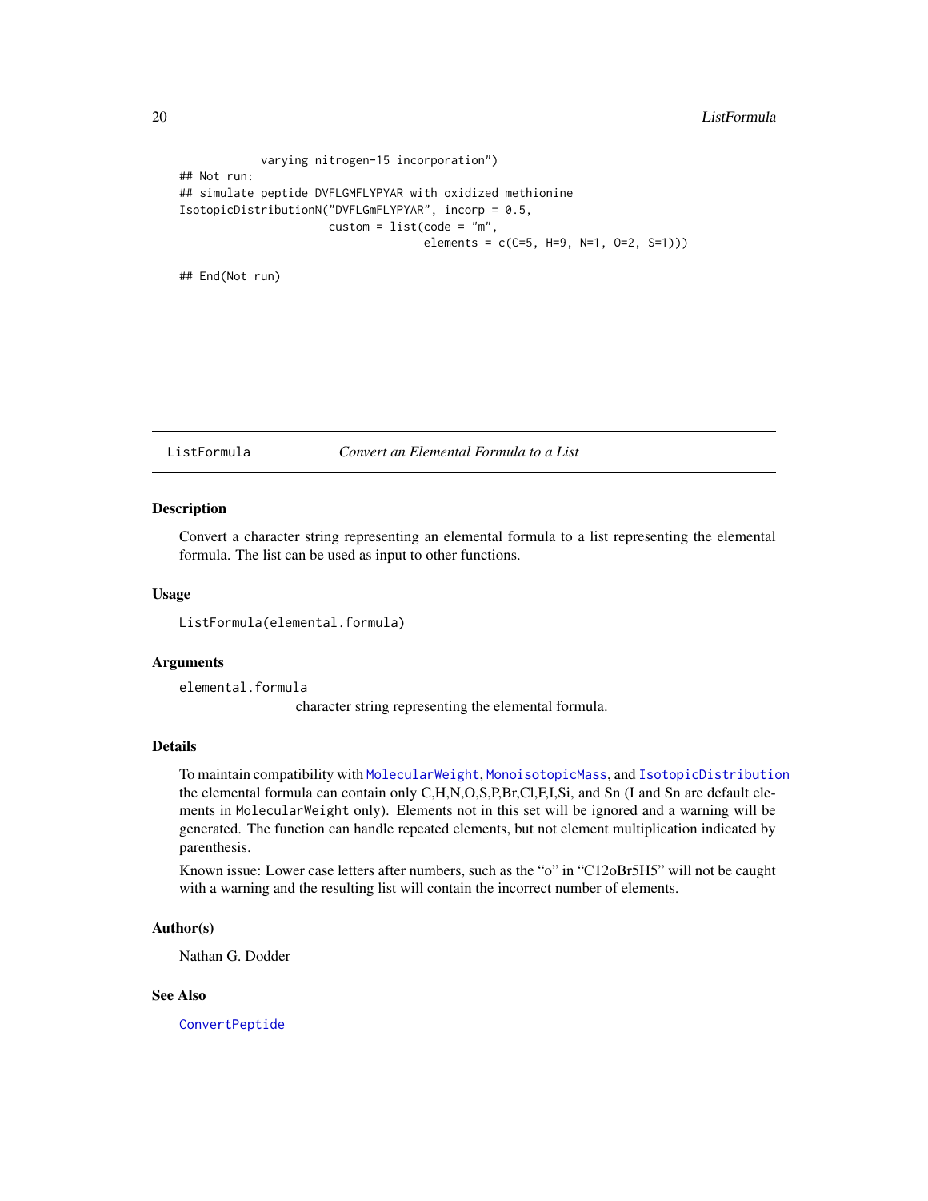```
            varying nitrogen-15 incorporation")
## Not run:
## simulate peptide DVFLGMFLYPYAR with oxidized methionine
IsotopicDistributionN("DVFLGmFLYPYAR", incorp = 0.5,
                      custom = list(code = "m",
                                    elements = c(C=5, H=9, N=1, O=2, S=1)))

## End(Not run)
```

---

## ListFormula — *Convert an Elemental Formula to a List*

### Description

Convert a character string representing an elemental formula to a list representing the elemental formula. The list can be used as input to other functions.

### Usage

```
ListFormula(elemental.formula)
```

### Arguments

`elemental.formula`
: character string representing the elemental formula.

### Details

To maintain compatibility with `MolecularWeight`, `MonoisotopicMass`, and `IsotopicDistribution` the elemental formula can contain only C,H,N,O,S,P,Br,Cl,F,I,Si, and Sn (I and Sn are default elements in `MolecularWeight` only). Elements not in this set will be ignored and a warning will be generated. The function can handle repeated elements, but not element multiplication indicated by parenthesis.

Known issue: Lower case letters after numbers, such as the "o" in "C12oBr5H5" will not be caught with a warning and the resulting list will contain the incorrect number of elements.

### Author(s)

Nathan G. Dodder

### See Also

`ConvertPeptide`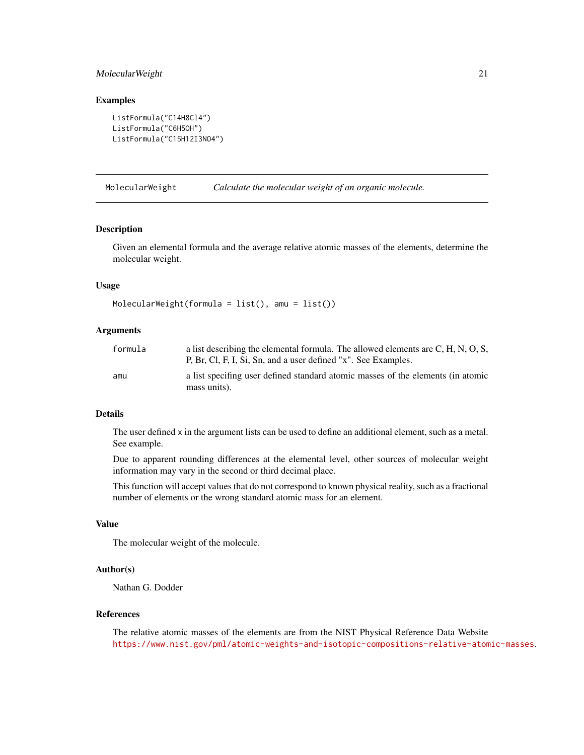### Examples

```
ListFormula("C14H8Cl4")
ListFormula("C6H5OH")
ListFormula("C15H12I3NO4")
```

---

## MolecularWeight — *Calculate the molecular weight of an organic molecule.*

---

### Description

Given an elemental formula and the average relative atomic masses of the elements, determine the molecular weight.

### Usage

```
MolecularWeight(formula = list(), amu = list())
```

### Arguments

| | |
|---|---|
| `formula` | a list describing the elemental formula. The allowed elements are C, H, N, O, S, P, Br, Cl, F, I, Si, Sn, and a user defined "x". See Examples. |
| `amu` | a list specifing user defined standard atomic masses of the elements (in atomic mass units). |

### Details

The user defined `x` in the argument lists can be used to define an additional element, such as a metal. See example.

Due to apparent rounding differences at the elemental level, other sources of molecular weight information may vary in the second or third decimal place.

This function will accept values that do not correspond to known physical reality, such as a fractional number of elements or the wrong standard atomic mass for an element.

### Value

The molecular weight of the molecule.

### Author(s)

Nathan G. Dodder

### References

The relative atomic masses of the elements are from the NIST Physical Reference Data Website https://www.nist.gov/pml/atomic-weights-and-isotopic-compositions-relative-atomic-masses.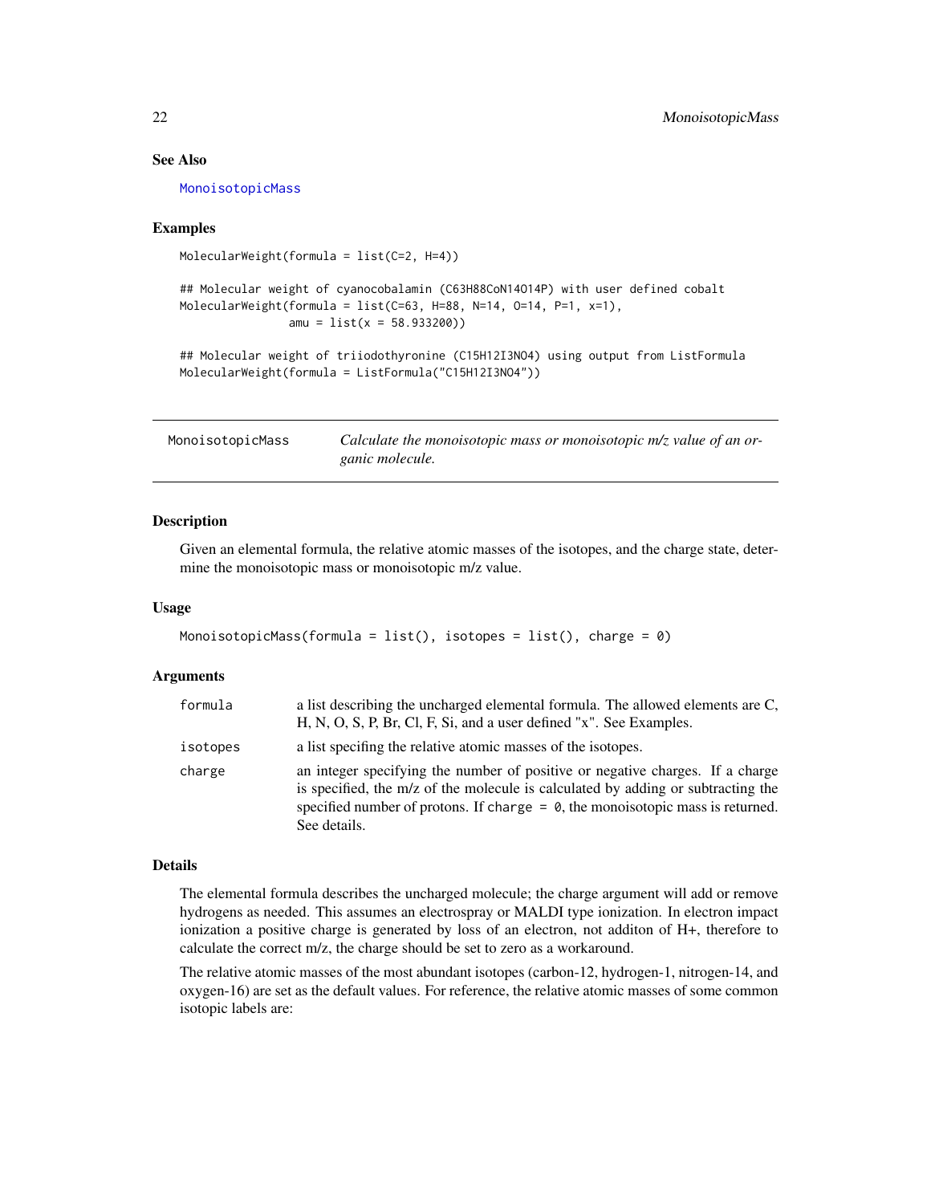### See Also

MonoisotopicMass

### Examples

```
MolecularWeight(formula = list(C=2, H=4))

## Molecular weight of cyanocobalamin (C63H88CoN14O14P) with user defined cobalt
MolecularWeight(formula = list(C=63, H=88, N=14, O=14, P=1, x=1),
                amu = list(x = 58.933200))

## Molecular weight of triiodothyronine (C15H12I3NO4) using output from ListFormula
MolecularWeight(formula = ListFormula("C15H12I3NO4"))
```

---

## MonoisotopicMass — *Calculate the monoisotopic mass or monoisotopic m/z value of an organic molecule.*

---

### Description

Given an elemental formula, the relative atomic masses of the isotopes, and the charge state, determine the monoisotopic mass or monoisotopic m/z value.

### Usage

```
MonoisotopicMass(formula = list(), isotopes = list(), charge = 0)
```

### Arguments

| | |
|---|---|
| `formula` | a list describing the uncharged elemental formula. The allowed elements are C, H, N, O, S, P, Br, Cl, F, Si, and a user defined "x". See Examples. |
| `isotopes` | a list specifing the relative atomic masses of the isotopes. |
| `charge` | an integer specifying the number of positive or negative charges. If a charge is specified, the m/z of the molecule is calculated by adding or subtracting the specified number of protons. If `charge = 0`, the monoisotopic mass is returned. See details. |

### Details

The elemental formula describes the uncharged molecule; the charge argument will add or remove hydrogens as needed. This assumes an electrospray or MALDI type ionization. In electron impact ionization a positive charge is generated by loss of an electron, not additon of H+, therefore to calculate the correct m/z, the charge should be set to zero as a workaround.

The relative atomic masses of the most abundant isotopes (carbon-12, hydrogen-1, nitrogen-14, and oxygen-16) are set as the default values. For reference, the relative atomic masses of some common isotopic labels are: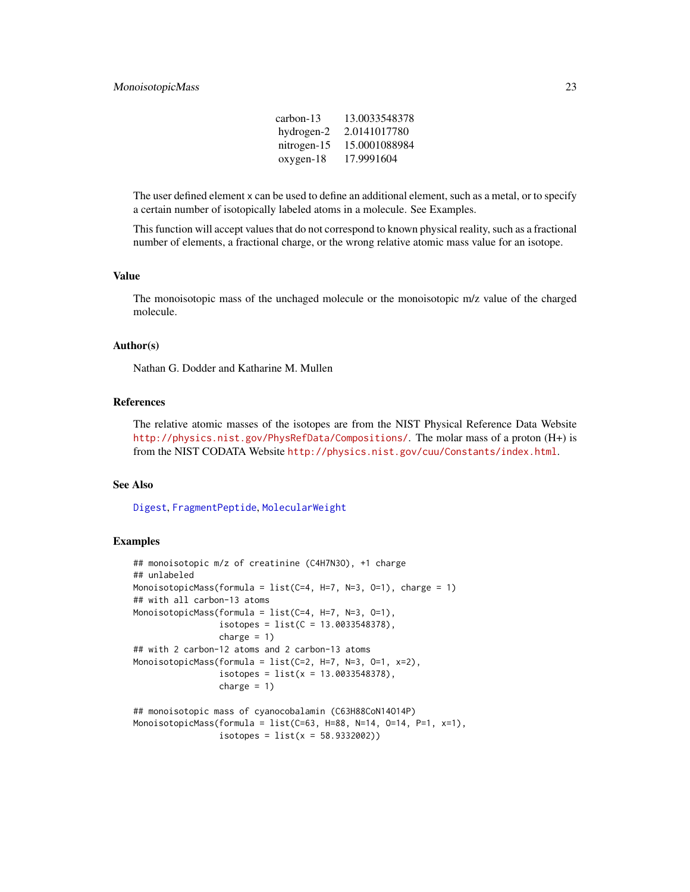| | |
|---|---|
| carbon-13 | 13.0033548378 |
| hydrogen-2 | 2.0141017780 |
| nitrogen-15 | 15.0001088984 |
| oxygen-18 | 17.9991604 |

The user defined element x can be used to define an additional element, such as a metal, or to specify a certain number of isotopically labeled atoms in a molecule. See Examples.

This function will accept values that do not correspond to known physical reality, such as a fractional number of elements, a fractional charge, or the wrong relative atomic mass value for an isotope.

## Value

The monoisotopic mass of the unchaged molecule or the monoisotopic m/z value of the charged molecule.

## Author(s)

Nathan G. Dodder and Katharine M. Mullen

## References

The relative atomic masses of the isotopes are from the NIST Physical Reference Data Website http://physics.nist.gov/PhysRefData/Compositions/. The molar mass of a proton (H+) is from the NIST CODATA Website http://physics.nist.gov/cuu/Constants/index.html.

## See Also

Digest, FragmentPeptide, MolecularWeight

## Examples

```
## monoisotopic m/z of creatinine (C4H7N3O), +1 charge
## unlabeled
MonoisotopicMass(formula = list(C=4, H=7, N=3, O=1), charge = 1)
## with all carbon-13 atoms
MonoisotopicMass(formula = list(C=4, H=7, N=3, O=1),
                 isotopes = list(C = 13.0033548378),
                 charge = 1)
## with 2 carbon-12 atoms and 2 carbon-13 atoms
MonoisotopicMass(formula = list(C=2, H=7, N=3, O=1, x=2),
                 isotopes = list(x = 13.0033548378),
                 charge = 1)

## monoisotopic mass of cyanocobalamin (C63H88CoN14O14P)
MonoisotopicMass(formula = list(C=63, H=88, N=14, O=14, P=1, x=1),
                 isotopes = list(x = 58.9332002))
```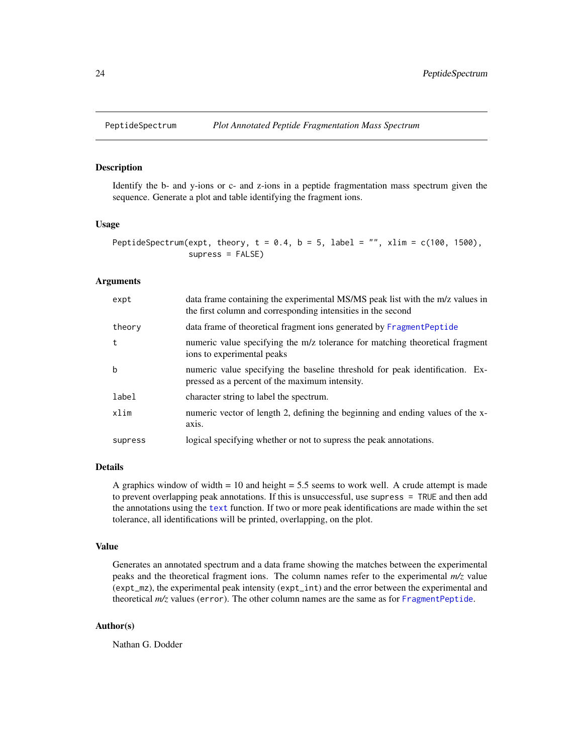# PeptideSpectrum — *Plot Annotated Peptide Fragmentation Mass Spectrum*

## Description

Identify the b- and y-ions or c- and z-ions in a peptide fragmentation mass spectrum given the sequence. Generate a plot and table identifying the fragment ions.

## Usage

```
PeptideSpectrum(expt, theory, t = 0.4, b = 5, label = "", xlim = c(100, 1500),
                supress = FALSE)
```

## Arguments

| | |
|---|---|
| `expt` | data frame containing the experimental MS/MS peak list with the m/z values in the first column and corresponding intensities in the second |
| `theory` | data frame of theoretical fragment ions generated by `FragmentPeptide` |
| `t` | numeric value specifying the m/z tolerance for matching theoretical fragment ions to experimental peaks |
| `b` | numeric value specifying the baseline threshold for peak identification. Expressed as a percent of the maximum intensity. |
| `label` | character string to label the spectrum. |
| `xlim` | numeric vector of length 2, defining the beginning and ending values of the x-axis. |
| `supress` | logical specifying whether or not to supress the peak annotations. |

## Details

A graphics window of width = 10 and height = 5.5 seems to work well. A crude attempt is made to prevent overlapping peak annotations. If this is unsuccessful, use `supress = TRUE` and then add the annotations using the `text` function. If two or more peak identifications are made within the set tolerance, all identifications will be printed, overlapping, on the plot.

## Value

Generates an annotated spectrum and a data frame showing the matches between the experimental peaks and the theoretical fragment ions. The column names refer to the experimental *m/z* value (`expt_mz`), the experimental peak intensity (`expt_int`) and the error between the experimental and theoretical *m/z* values (`error`). The other column names are the same as for `FragmentPeptide`.

## Author(s)

Nathan G. Dodder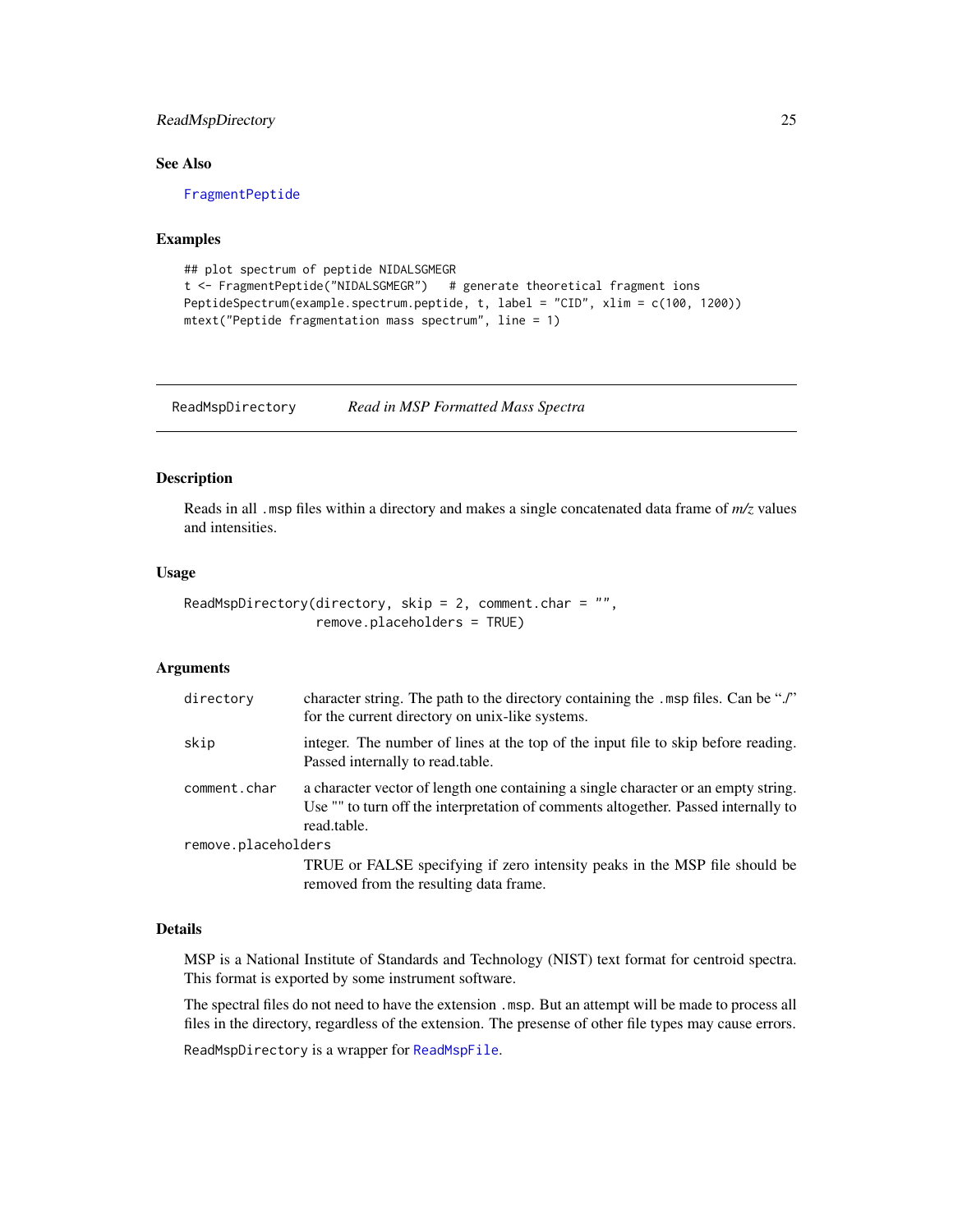### See Also

FragmentPeptide

### Examples

```
## plot spectrum of peptide NIDALSGMEGR
t <- FragmentPeptide("NIDALSGMEGR")   # generate theoretical fragment ions
PeptideSpectrum(example.spectrum.peptide, t, label = "CID", xlim = c(100, 1200))
mtext("Peptide fragmentation mass spectrum", line = 1)
```

---

## ReadMspDirectory — *Read in MSP Formatted Mass Spectra*

### Description

Reads in all `.msp` files within a directory and makes a single concatenated data frame of *m/z* values and intensities.

### Usage

```
ReadMspDirectory(directory, skip = 2, comment.char = "",
                 remove.placeholders = TRUE)
```

### Arguments

| Argument | Description |
| --- | --- |
| `directory` | character string. The path to the directory containing the `.msp` files. Can be "./" for the current directory on unix-like systems. |
| `skip` | integer. The number of lines at the top of the input file to skip before reading. Passed internally to read.table. |
| `comment.char` | a character vector of length one containing a single character or an empty string. Use "" to turn off the interpretation of comments altogether. Passed internally to read.table. |
| `remove.placeholders` | TRUE or FALSE specifying if zero intensity peaks in the MSP file should be removed from the resulting data frame. |

### Details

MSP is a National Institute of Standards and Technology (NIST) text format for centroid spectra. This format is exported by some instrument software.

The spectral files do not need to have the extension `.msp`. But an attempt will be made to process all files in the directory, regardless of the extension. The presense of other file types may cause errors.

`ReadMspDirectory` is a wrapper for `ReadMspFile`.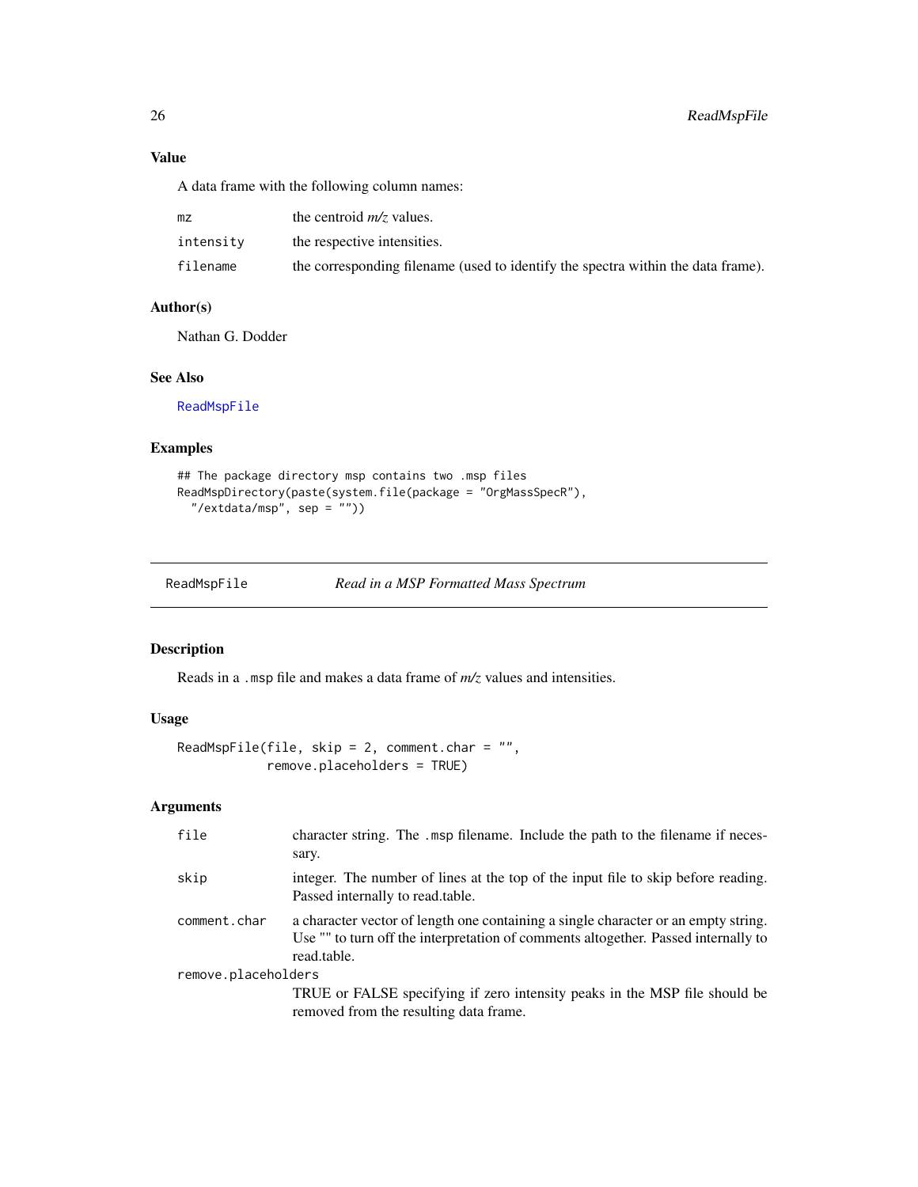### Value

A data frame with the following column names:

| | |
|---|---|
| mz | the centroid *m/z* values. |
| intensity | the respective intensities. |
| filename | the corresponding filename (used to identify the spectra within the data frame). |

### Author(s)

Nathan G. Dodder

### See Also

ReadMspFile

### Examples

```
## The package directory msp contains two .msp files
ReadMspDirectory(paste(system.file(package = "OrgMassSpecR"),
  "/extdata/msp", sep = ""))
```

---

## ReadMspFile — *Read in a MSP Formatted Mass Spectrum*

### Description

Reads in a `.msp` file and makes a data frame of *m/z* values and intensities.

### Usage

```
ReadMspFile(file, skip = 2, comment.char = "",
            remove.placeholders = TRUE)
```

### Arguments

| | |
|---|---|
| file | character string. The `.msp` filename. Include the path to the filename if necessary. |
| skip | integer. The number of lines at the top of the input file to skip before reading. Passed internally to read.table. |
| comment.char | a character vector of length one containing a single character or an empty string. Use "" to turn off the interpretation of comments altogether. Passed internally to read.table. |
| remove.placeholders | TRUE or FALSE specifying if zero intensity peaks in the MSP file should be removed from the resulting data frame. |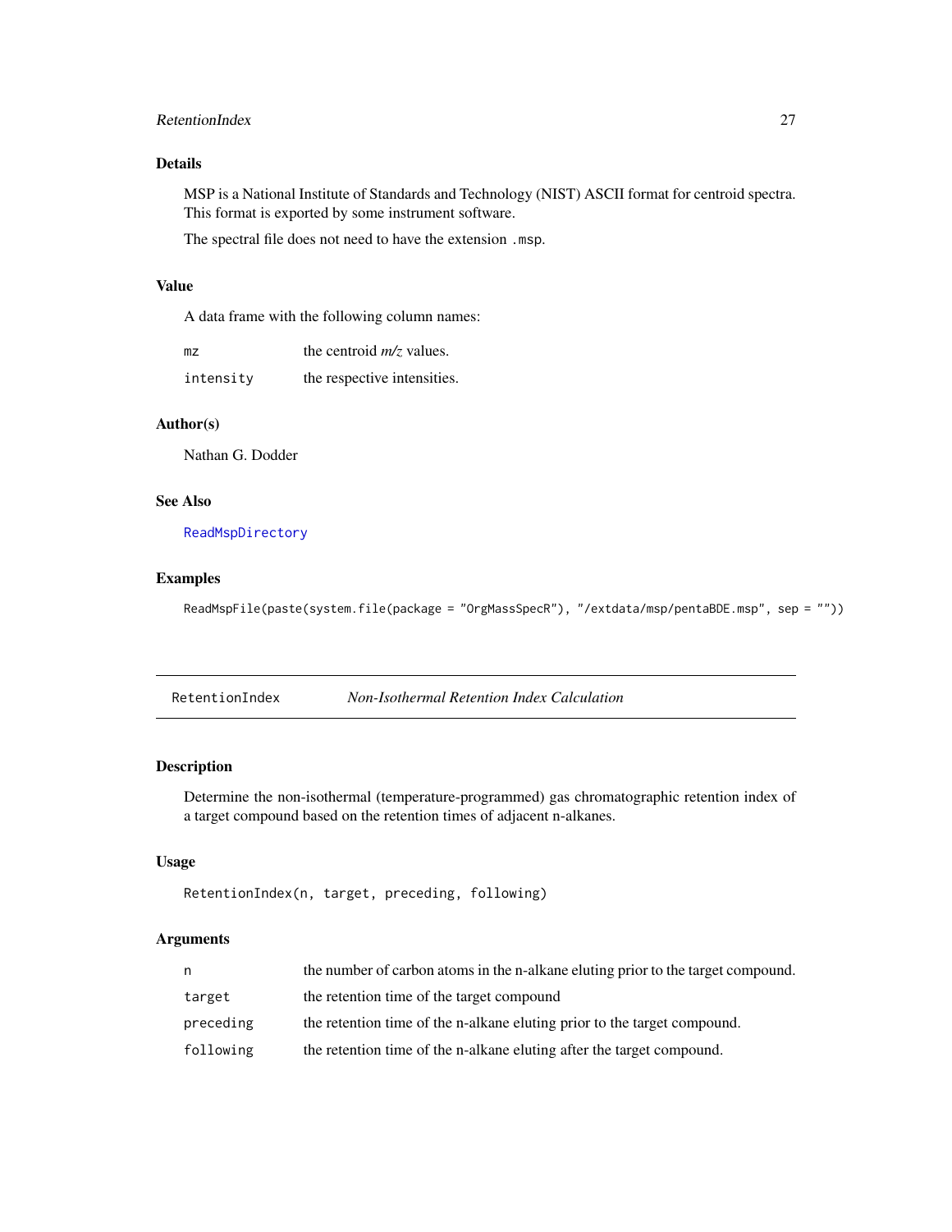### Details

MSP is a National Institute of Standards and Technology (NIST) ASCII format for centroid spectra. This format is exported by some instrument software.

The spectral file does not need to have the extension `.msp`.

### Value

A data frame with the following column names:

| | |
|---|---|
| `mz` | the centroid *m/z* values. |
| `intensity` | the respective intensities. |

### Author(s)

Nathan G. Dodder

### See Also

`ReadMspDirectory`

### Examples

```
ReadMspFile(paste(system.file(package = "OrgMassSpecR"), "/extdata/msp/pentaBDE.msp", sep = ""))
```

---

## RetentionIndex &nbsp;&nbsp;&nbsp; *Non-Isothermal Retention Index Calculation*

---

### Description

Determine the non-isothermal (temperature-programmed) gas chromatographic retention index of a target compound based on the retention times of adjacent n-alkanes.

### Usage

```
RetentionIndex(n, target, preceding, following)
```

### Arguments

| | |
|---|---|
| `n` | the number of carbon atoms in the n-alkane eluting prior to the target compound. |
| `target` | the retention time of the target compound |
| `preceding` | the retention time of the n-alkane eluting prior to the target compound. |
| `following` | the retention time of the n-alkane eluting after the target compound. |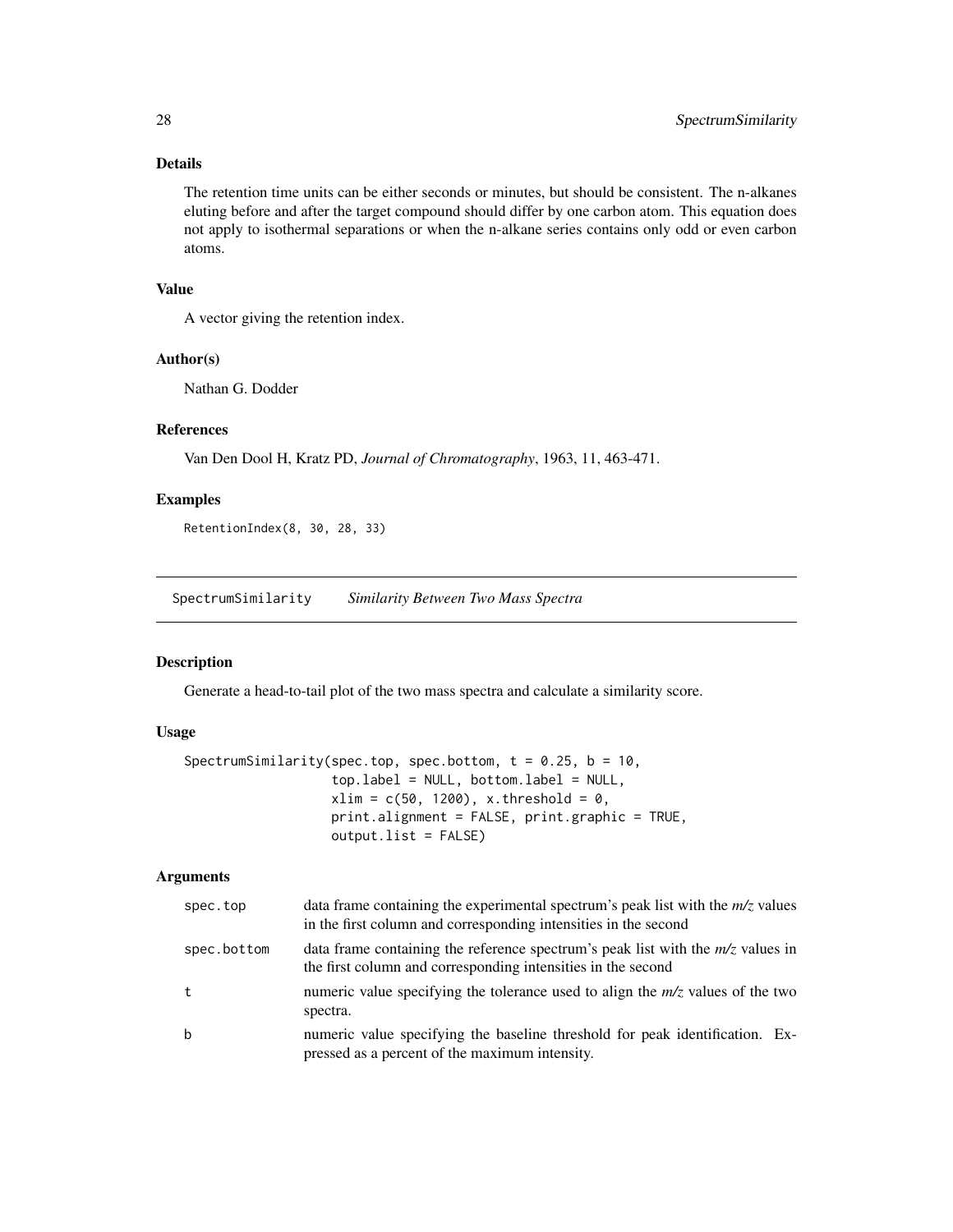### Details

The retention time units can be either seconds or minutes, but should be consistent. The n-alkanes eluting before and after the target compound should differ by one carbon atom. This equation does not apply to isothermal separations or when the n-alkane series contains only odd or even carbon atoms.

### Value

A vector giving the retention index.

### Author(s)

Nathan G. Dodder

### References

Van Den Dool H, Kratz PD, *Journal of Chromatography*, 1963, 11, 463-471.

### Examples

```
RetentionIndex(8, 30, 28, 33)
```

---

## SpectrumSimilarity — *Similarity Between Two Mass Spectra*

---

### Description

Generate a head-to-tail plot of the two mass spectra and calculate a similarity score.

### Usage

```
SpectrumSimilarity(spec.top, spec.bottom, t = 0.25, b = 10,
                   top.label = NULL, bottom.label = NULL,
                   xlim = c(50, 1200), x.threshold = 0,
                   print.alignment = FALSE, print.graphic = TRUE,
                   output.list = FALSE)
```

### Arguments

| | |
|---|---|
| spec.top | data frame containing the experimental spectrum's peak list with the *m/z* values in the first column and corresponding intensities in the second |
| spec.bottom | data frame containing the reference spectrum's peak list with the *m/z* values in the first column and corresponding intensities in the second |
| t | numeric value specifying the tolerance used to align the *m/z* values of the two spectra. |
| b | numeric value specifying the baseline threshold for peak identification. Expressed as a percent of the maximum intensity. |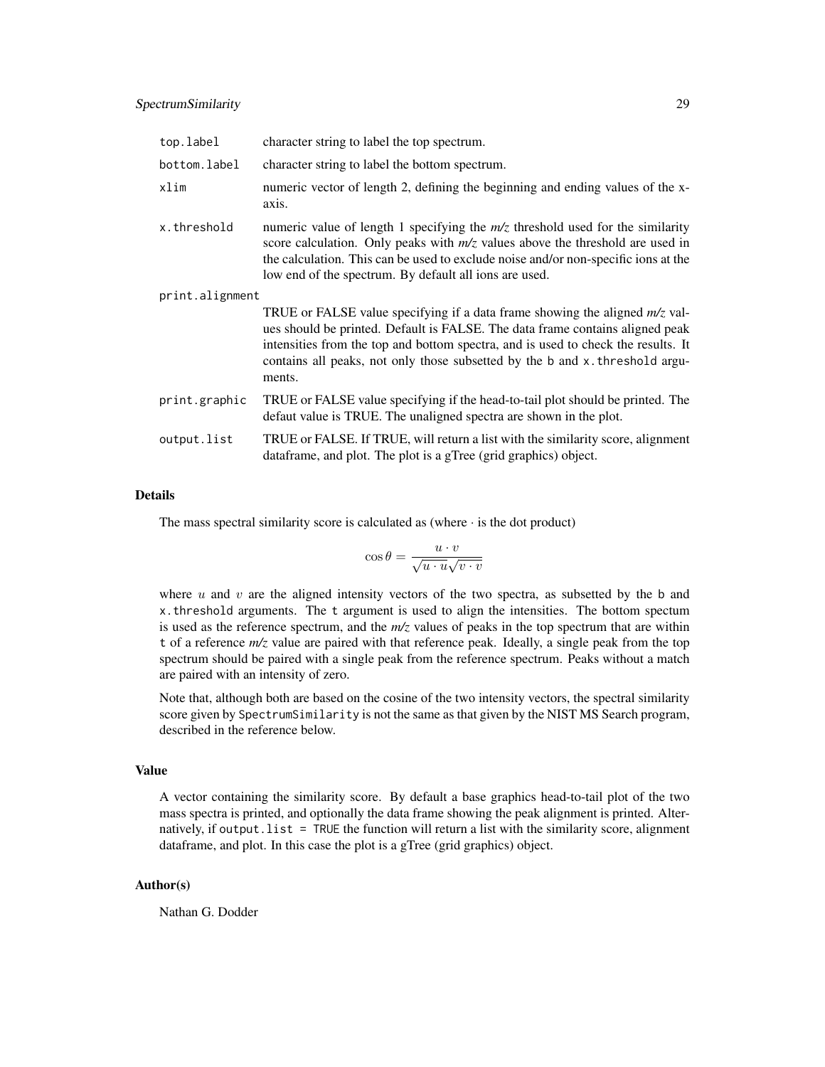| | |
|---|---|
| `top.label` | character string to label the top spectrum. |
| `bottom.label` | character string to label the bottom spectrum. |
| `xlim` | numeric vector of length 2, defining the beginning and ending values of the x-axis. |
| `x.threshold` | numeric value of length 1 specifying the *m/z* threshold used for the similarity score calculation. Only peaks with *m/z* values above the threshold are used in the calculation. This can be used to exclude noise and/or non-specific ions at the low end of the spectrum. By default all ions are used. |
| `print.alignment` | TRUE or FALSE value specifying if a data frame showing the aligned *m/z* values should be printed. Default is FALSE. The data frame contains aligned peak intensities from the top and bottom spectra, and is used to check the results. It contains all peaks, not only those subsetted by the `b` and `x.threshold` arguments. |
| `print.graphic` | TRUE or FALSE value specifying if the head-to-tail plot should be printed. The defaut value is TRUE. The unaligned spectra are shown in the plot. |
| `output.list` | TRUE or FALSE. If TRUE, will return a list with the similarity score, alignment dataframe, and plot. The plot is a gTree (grid graphics) object. |

### Details

The mass spectral similarity score is calculated as (where · is the dot product)

$$\cos\theta = \frac{u \cdot v}{\sqrt{u \cdot u}\sqrt{v \cdot v}}$$

where $u$ and $v$ are the aligned intensity vectors of the two spectra, as subsetted by the `b` and `x.threshold` arguments. The `t` argument is used to align the intensities. The bottom spectum is used as the reference spectrum, and the *m/z* values of peaks in the top spectrum that are within `t` of a reference *m/z* value are paired with that reference peak. Ideally, a single peak from the top spectrum should be paired with a single peak from the reference spectrum. Peaks without a match are paired with an intensity of zero.

Note that, although both are based on the cosine of the two intensity vectors, the spectral similarity score given by `SpectrumSimilarity` is not the same as that given by the NIST MS Search program, described in the reference below.

### Value

A vector containing the similarity score. By default a base graphics head-to-tail plot of the two mass spectra is printed, and optionally the data frame showing the peak alignment is printed. Alternatively, if `output.list = TRUE` the function will return a list with the similarity score, alignment dataframe, and plot. In this case the plot is a gTree (grid graphics) object.

### Author(s)

Nathan G. Dodder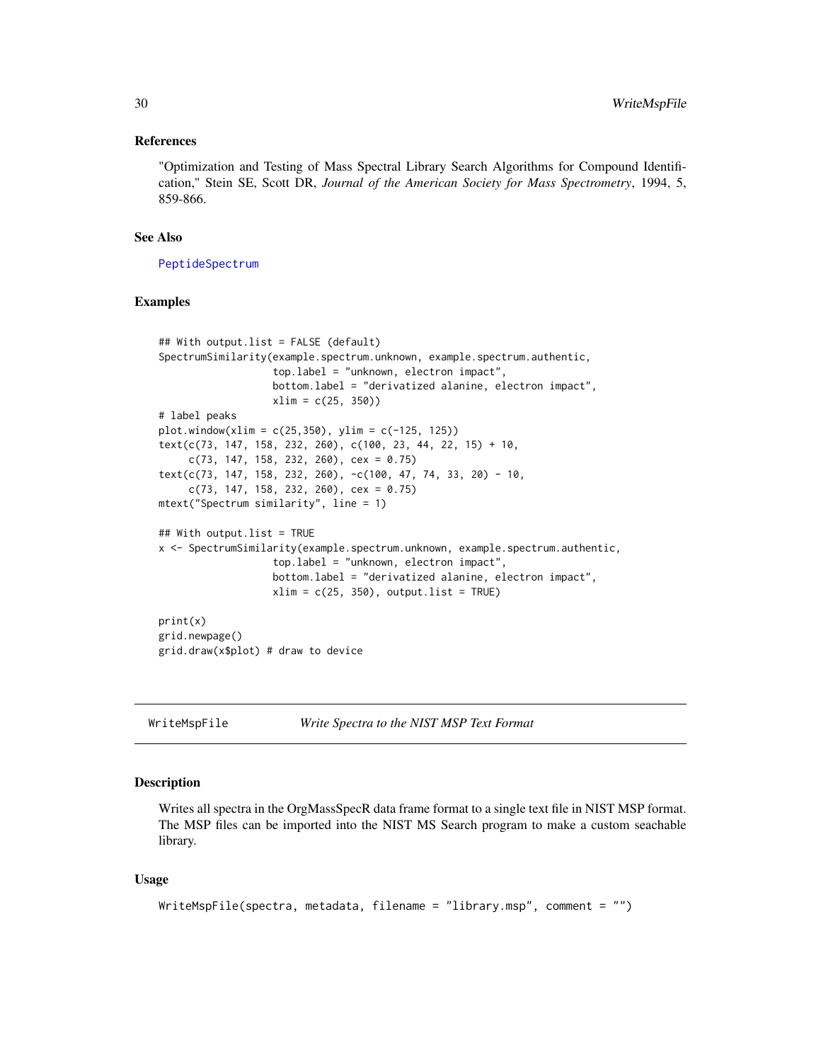## References

"Optimization and Testing of Mass Spectral Library Search Algorithms for Compound Identification," Stein SE, Scott DR, *Journal of the American Society for Mass Spectrometry*, 1994, 5, 859-866.

## See Also

PeptideSpectrum

## Examples

```
## With output.list = FALSE (default)
SpectrumSimilarity(example.spectrum.unknown, example.spectrum.authentic,
                   top.label = "unknown, electron impact",
                   bottom.label = "derivatized alanine, electron impact",
                   xlim = c(25, 350))
# label peaks
plot.window(xlim = c(25,350), ylim = c(-125, 125))
text(c(73, 147, 158, 232, 260), c(100, 23, 44, 22, 15) + 10,
     c(73, 147, 158, 232, 260), cex = 0.75)
text(c(73, 147, 158, 232, 260), -c(100, 47, 74, 33, 20) - 10,
     c(73, 147, 158, 232, 260), cex = 0.75)
mtext("Spectrum similarity", line = 1)

## With output.list = TRUE
x <- SpectrumSimilarity(example.spectrum.unknown, example.spectrum.authentic,
                   top.label = "unknown, electron impact",
                   bottom.label = "derivatized alanine, electron impact",
                   xlim = c(25, 350), output.list = TRUE)

print(x)
grid.newpage()
grid.draw(x$plot) # draw to device
```

---

# WriteMspFile *Write Spectra to the NIST MSP Text Format*

---

## Description

Writes all spectra in the OrgMassSpecR data frame format to a single text file in NIST MSP format. The MSP files can be imported into the NIST MS Search program to make a custom seachable library.

## Usage

```
WriteMspFile(spectra, metadata, filename = "library.msp", comment = "")
```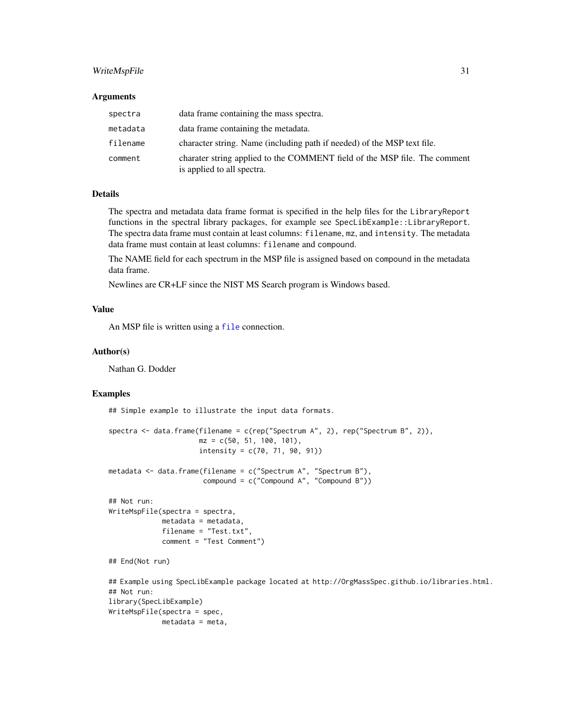### Arguments

| | |
|---|---|
| `spectra` | data frame containing the mass spectra. |
| `metadata` | data frame containing the metadata. |
| `filename` | character string. Name (including path if needed) of the MSP text file. |
| `comment` | charater string applied to the COMMENT field of the MSP file. The comment is applied to all spectra. |

### Details

The spectra and metadata data frame format is specified in the help files for the `LibraryReport` functions in the spectral library packages, for example see `SpecLibExample::LibraryReport`. The spectra data frame must contain at least columns: `filename`, `mz`, and `intensity`. The metadata data frame must contain at least columns: `filename` and `compound`.

The NAME field for each spectrum in the MSP file is assigned based on `compound` in the metadata data frame.

Newlines are CR+LF since the NIST MS Search program is Windows based.

### Value

An MSP file is written using a `file` connection.

### Author(s)

Nathan G. Dodder

### Examples

```
## Simple example to illustrate the input data formats.

spectra <- data.frame(filename = c(rep("Spectrum A", 2), rep("Spectrum B", 2)),
                      mz = c(50, 51, 100, 101),
                      intensity = c(70, 71, 90, 91))

metadata <- data.frame(filename = c("Spectrum A", "Spectrum B"),
                       compound = c("Compound A", "Compound B"))

## Not run:
WriteMspFile(spectra = spectra,
             metadata = metadata,
             filename = "Test.txt",
             comment = "Test Comment")

## End(Not run)

## Example using SpecLibExample package located at http://OrgMassSpec.github.io/libraries.html.
## Not run:
library(SpecLibExample)
WriteMspFile(spectra = spec,
             metadata = meta,
```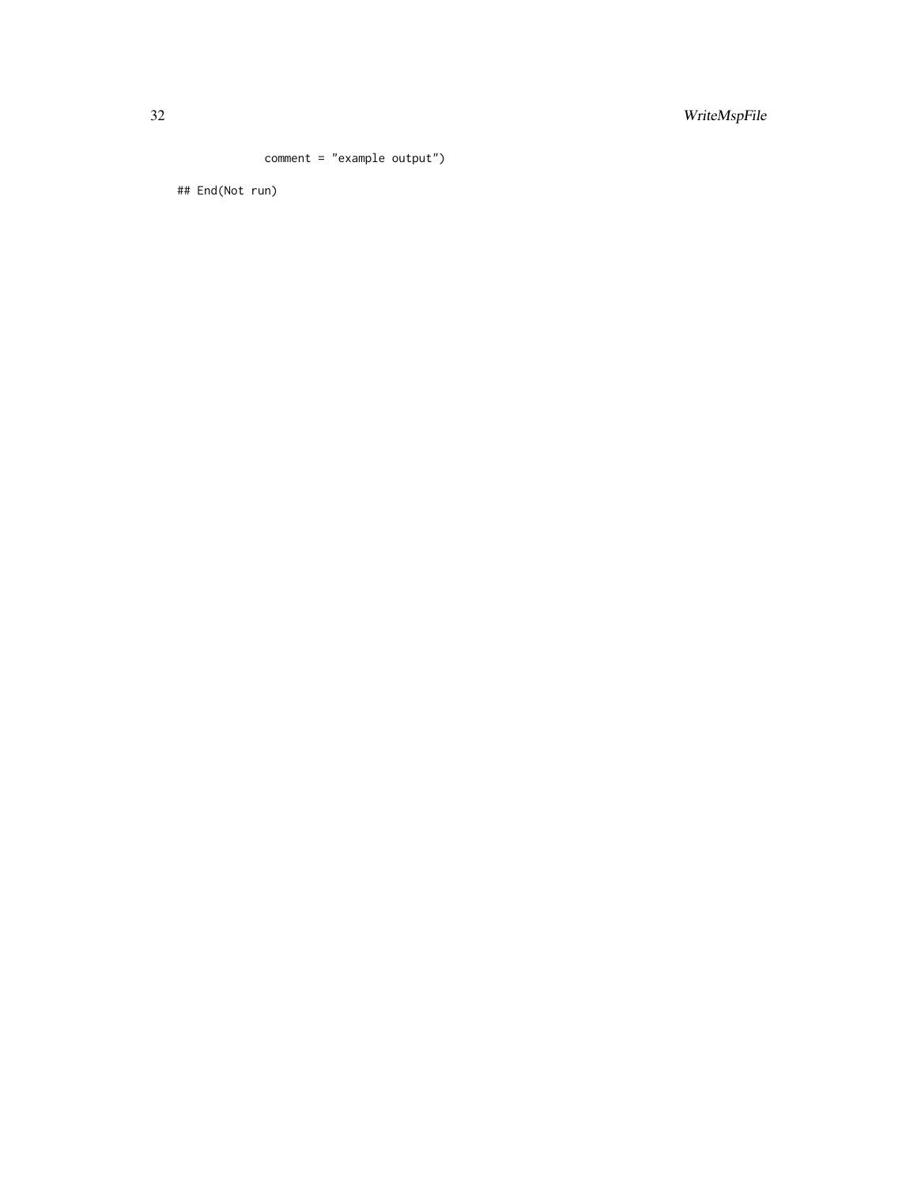```
           comment = "example output")

## End(Not run)
```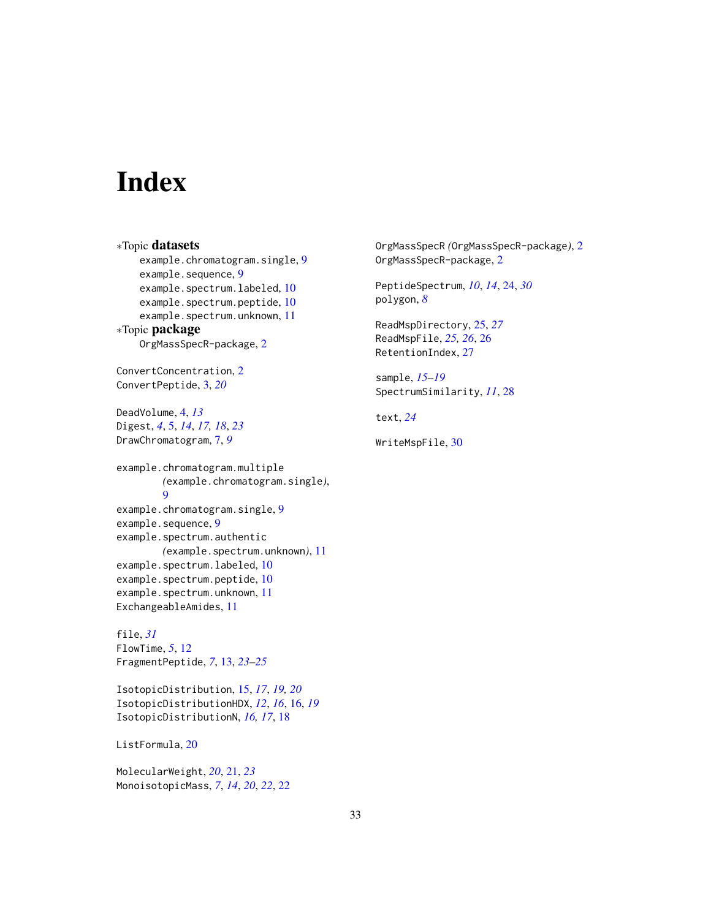# Index

∗Topic **datasets**

example.chromatogram.single, 9
example.sequence, 9
example.spectrum.labeled, 10
example.spectrum.peptide, 10
example.spectrum.unknown, 11

∗Topic **package**

OrgMassSpecR-package, 2

ConvertConcentration, 2
ConvertPeptide, 3, *20*

DeadVolume, 4, *13*
Digest, *4*, 5, *14*, *17, 18*, *23*
DrawChromatogram, 7, *9*

example.chromatogram.multiple *(*example.chromatogram.single*)*, 9
example.chromatogram.single, 9
example.sequence, 9
example.spectrum.authentic *(*example.spectrum.unknown*)*, 11
example.spectrum.labeled, 10
example.spectrum.peptide, 10
example.spectrum.unknown, 11
ExchangeableAmides, 11

file, *31*
FlowTime, *5*, 12
FragmentPeptide, *7*, 13, *23–25*

IsotopicDistribution, 15, *17*, *19, 20*
IsotopicDistributionHDX, *12*, *16*, 16, *19*
IsotopicDistributionN, *16, 17*, 18

ListFormula, 20

MolecularWeight, *20*, 21, *23*
MonoisotopicMass, *7*, *14*, *20*, *22*, 22

OrgMassSpecR *(*OrgMassSpecR-package*)*, 2
OrgMassSpecR-package, 2

PeptideSpectrum, *10*, *14*, 24, *30*
polygon, *8*

ReadMspDirectory, 25, *27*
ReadMspFile, *25, 26*, 26
RetentionIndex, 27

sample, *15–19*
SpectrumSimilarity, *11*, 28

text, *24*

WriteMspFile, 30